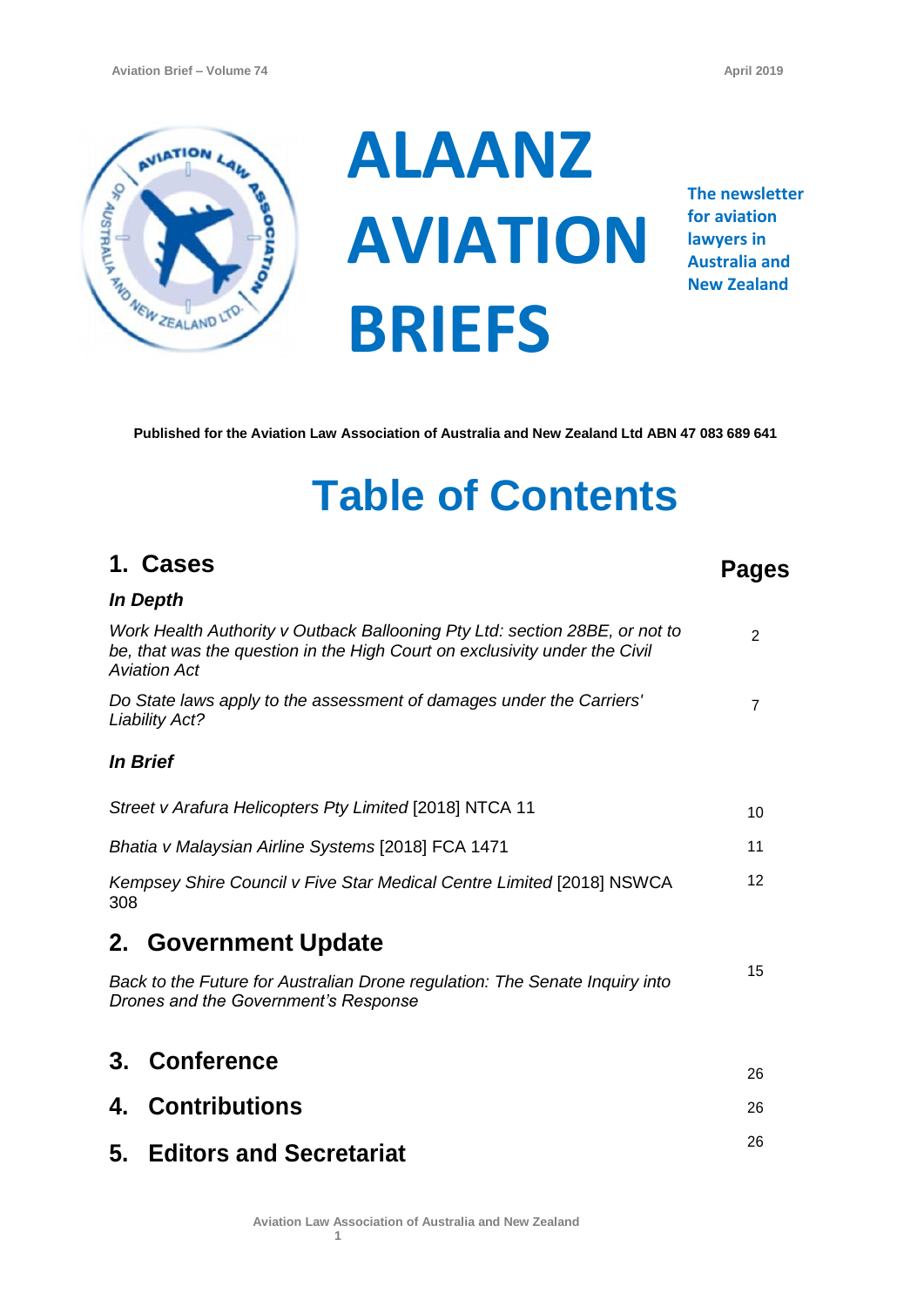# ALAANZ AVIATION BRIEFS

**The newsletter for aviation lawyers in Australia and New Zealand**

**Published for the Aviation Law Association of Australia and New Zealand Ltd ABN 47 083 689 641**

# Table of Contents

## 1. Cases

| | Pages |
|---|---|
| ***In Depth*** | |
| *Work Health Authority v Outback Ballooning Pty Ltd: section 28BE, or not to be, that was the question in the High Court on exclusivity under the Civil Aviation Act* | 2 |
| *Do State laws apply to the assessment of damages under the Carriers' Liability Act?* | 7 |
| ***In Brief*** | |
| *Street v Arafura Helicopters Pty Limited* [2018] NTCA 11 | 10 |
| *Bhatia v Malaysian Airline Systems* [2018] FCA 1471 | 11 |
| *Kempsey Shire Council v Five Star Medical Centre Limited* [2018] NSWCA 308 | 12 |

## 2. Government Update

| | |
|---|---|
| *Back to the Future for Australian Drone regulation: The Senate Inquiry into Drones and the Government's Response* | 15 |

## 3. Conference — 26

## 4. Contributions — 26

## 5. Editors and Secretariat — 26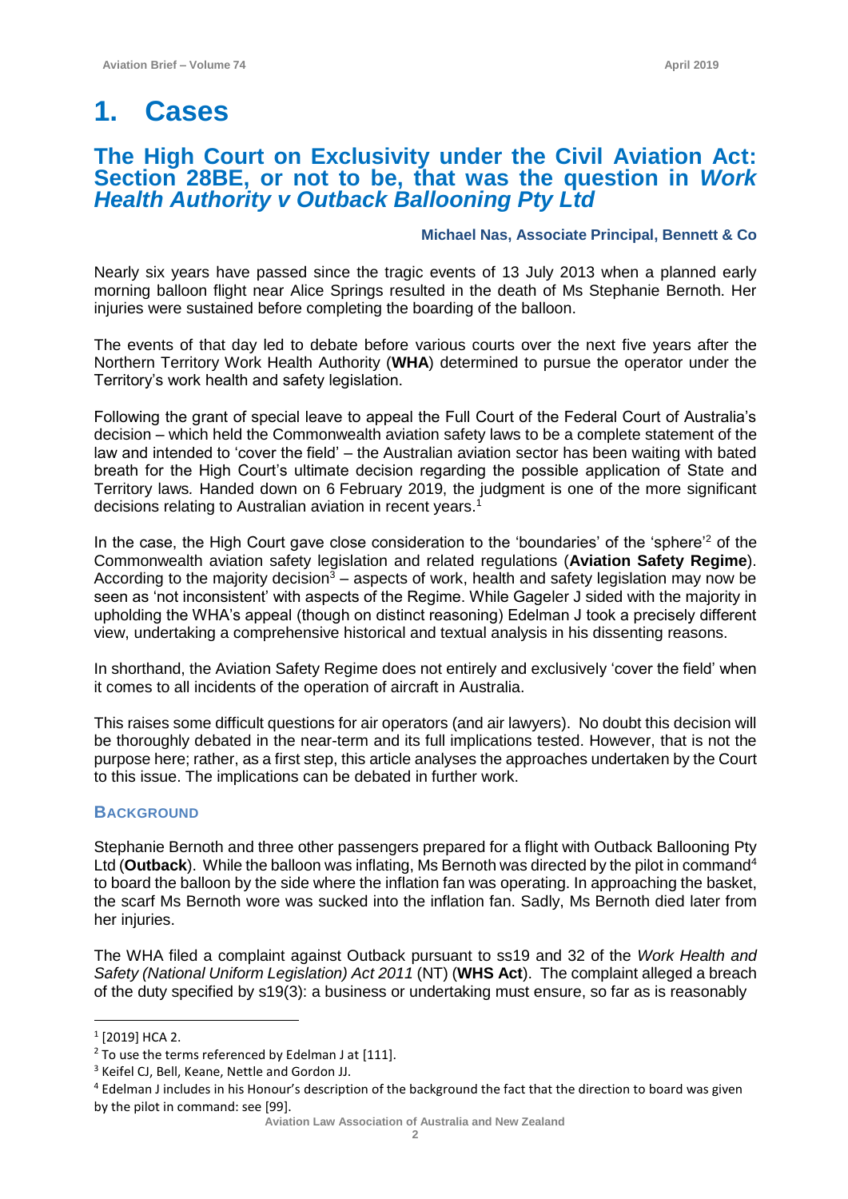# 1. Cases

## The High Court on Exclusivity under the Civil Aviation Act: Section 28BE, or not to be, that was the question in *Work Health Authority v Outback Ballooning Pty Ltd*

**Michael Nas, Associate Principal, Bennett & Co**

Nearly six years have passed since the tragic events of 13 July 2013 when a planned early morning balloon flight near Alice Springs resulted in the death of Ms Stephanie Bernoth. Her injuries were sustained before completing the boarding of the balloon.

The events of that day led to debate before various courts over the next five years after the Northern Territory Work Health Authority (**WHA**) determined to pursue the operator under the Territory's work health and safety legislation.

Following the grant of special leave to appeal the Full Court of the Federal Court of Australia's decision – which held the Commonwealth aviation safety laws to be a complete statement of the law and intended to 'cover the field' – the Australian aviation sector has been waiting with bated breath for the High Court's ultimate decision regarding the possible application of State and Territory laws. Handed down on 6 February 2019, the judgment is one of the more significant decisions relating to Australian aviation in recent years.[1]

In the case, the High Court gave close consideration to the 'boundaries' of the 'sphere'[2] of the Commonwealth aviation safety legislation and related regulations (**Aviation Safety Regime**). According to the majority decision[3] – aspects of work, health and safety legislation may now be seen as 'not inconsistent' with aspects of the Regime. While Gageler J sided with the majority in upholding the WHA's appeal (though on distinct reasoning) Edelman J took a precisely different view, undertaking a comprehensive historical and textual analysis in his dissenting reasons.

In shorthand, the Aviation Safety Regime does not entirely and exclusively 'cover the field' when it comes to all incidents of the operation of aircraft in Australia.

This raises some difficult questions for air operators (and air lawyers). No doubt this decision will be thoroughly debated in the near-term and its full implications tested. However, that is not the purpose here; rather, as a first step, this article analyses the approaches undertaken by the Court to this issue. The implications can be debated in further work.

### Background

Stephanie Bernoth and three other passengers prepared for a flight with Outback Ballooning Pty Ltd (**Outback**). While the balloon was inflating, Ms Bernoth was directed by the pilot in command[4] to board the balloon by the side where the inflation fan was operating. In approaching the basket, the scarf Ms Bernoth wore was sucked into the inflation fan. Sadly, Ms Bernoth died later from her injuries.

The WHA filed a complaint against Outback pursuant to ss19 and 32 of the *Work Health and Safety (National Uniform Legislation) Act 2011* (NT) (**WHS Act**). The complaint alleged a breach of the duty specified by s19(3): a business or undertaking must ensure, so far as is reasonably

---

[1] [2019] HCA 2.

[2] To use the terms referenced by Edelman J at [111].

[3] Keifel CJ, Bell, Keane, Nettle and Gordon JJ.

[4] Edelman J includes in his Honour's description of the background the fact that the direction to board was given by the pilot in command: see [99].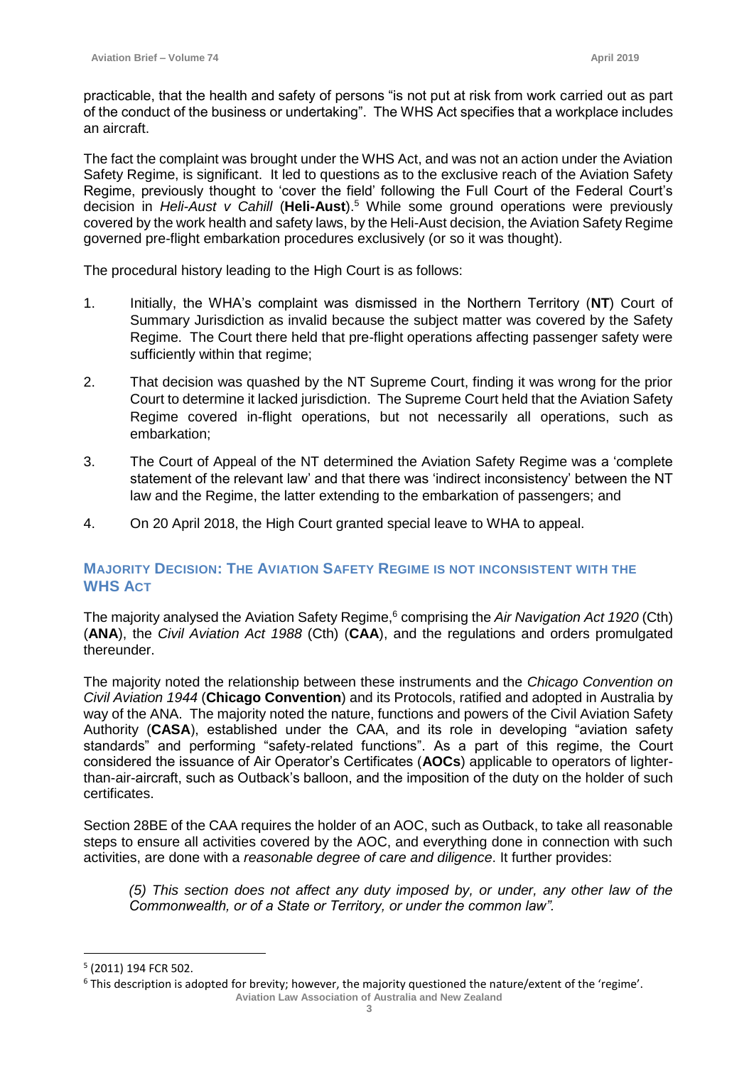practicable, that the health and safety of persons "is not put at risk from work carried out as part of the conduct of the business or undertaking". The WHS Act specifies that a workplace includes an aircraft.

The fact the complaint was brought under the WHS Act, and was not an action under the Aviation Safety Regime, is significant. It led to questions as to the exclusive reach of the Aviation Safety Regime, previously thought to 'cover the field' following the Full Court of the Federal Court's decision in *Heli-Aust v Cahill* (**Heli-Aust**).[5] While some ground operations were previously covered by the work health and safety laws, by the Heli-Aust decision, the Aviation Safety Regime governed pre-flight embarkation procedures exclusively (or so it was thought).

The procedural history leading to the High Court is as follows:

1. Initially, the WHA's complaint was dismissed in the Northern Territory (**NT**) Court of Summary Jurisdiction as invalid because the subject matter was covered by the Safety Regime. The Court there held that pre-flight operations affecting passenger safety were sufficiently within that regime;
2. That decision was quashed by the NT Supreme Court, finding it was wrong for the prior Court to determine it lacked jurisdiction. The Supreme Court held that the Aviation Safety Regime covered in-flight operations, but not necessarily all operations, such as embarkation;
3. The Court of Appeal of the NT determined the Aviation Safety Regime was a 'complete statement of the relevant law' and that there was 'indirect inconsistency' between the NT law and the Regime, the latter extending to the embarkation of passengers; and
4. On 20 April 2018, the High Court granted special leave to WHA to appeal.

## MAJORITY DECISION: THE AVIATION SAFETY REGIME IS NOT INCONSISTENT WITH THE WHS ACT

The majority analysed the Aviation Safety Regime,[6] comprising the *Air Navigation Act 1920* (Cth) (**ANA**), the *Civil Aviation Act 1988* (Cth) (**CAA**), and the regulations and orders promulgated thereunder.

The majority noted the relationship between these instruments and the *Chicago Convention on Civil Aviation 1944* (**Chicago Convention**) and its Protocols, ratified and adopted in Australia by way of the ANA. The majority noted the nature, functions and powers of the Civil Aviation Safety Authority (**CASA**), established under the CAA, and its role in developing "aviation safety standards" and performing "safety-related functions". As a part of this regime, the Court considered the issuance of Air Operator's Certificates (**AOCs**) applicable to operators of lighter-than-air-aircraft, such as Outback's balloon, and the imposition of the duty on the holder of such certificates.

Section 28BE of the CAA requires the holder of an AOC, such as Outback, to take all reasonable steps to ensure all activities covered by the AOC, and everything done in connection with such activities, are done with a *reasonable degree of care and diligence*. It further provides:

> *(5) This section does not affect any duty imposed by, or under, any other law of the Commonwealth, or of a State or Territory, or under the common law".*

---

[5] (2011) 194 FCR 502.

[6] This description is adopted for brevity; however, the majority questioned the nature/extent of the 'regime'.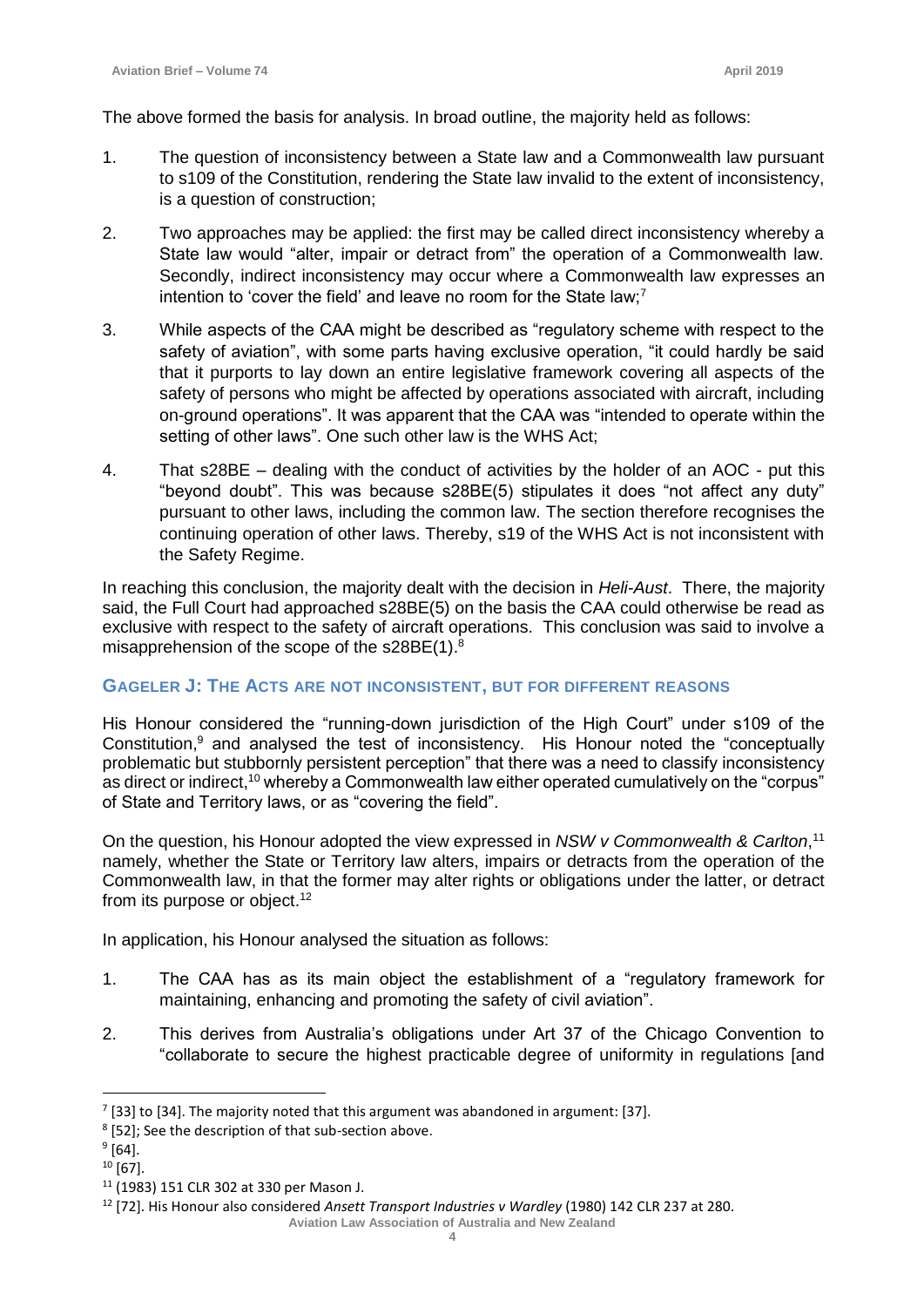The above formed the basis for analysis. In broad outline, the majority held as follows:

1. The question of inconsistency between a State law and a Commonwealth law pursuant to s109 of the Constitution, rendering the State law invalid to the extent of inconsistency, is a question of construction;

2. Two approaches may be applied: the first may be called direct inconsistency whereby a State law would "alter, impair or detract from" the operation of a Commonwealth law. Secondly, indirect inconsistency may occur where a Commonwealth law expresses an intention to 'cover the field' and leave no room for the State law;[7]

3. While aspects of the CAA might be described as "regulatory scheme with respect to the safety of aviation", with some parts having exclusive operation, "it could hardly be said that it purports to lay down an entire legislative framework covering all aspects of the safety of persons who might be affected by operations associated with aircraft, including on-ground operations". It was apparent that the CAA was "intended to operate within the setting of other laws". One such other law is the WHS Act;

4. That s28BE – dealing with the conduct of activities by the holder of an AOC - put this "beyond doubt". This was because s28BE(5) stipulates it does "not affect any duty" pursuant to other laws, including the common law. The section therefore recognises the continuing operation of other laws. Thereby, s19 of the WHS Act is not inconsistent with the Safety Regime.

In reaching this conclusion, the majority dealt with the decision in *Heli-Aust*. There, the majority said, the Full Court had approached s28BE(5) on the basis the CAA could otherwise be read as exclusive with respect to the safety of aircraft operations. This conclusion was said to involve a misapprehension of the scope of the s28BE(1).[8]

## GAGELER J: THE ACTS ARE NOT INCONSISTENT, BUT FOR DIFFERENT REASONS

His Honour considered the "running-down jurisdiction of the High Court" under s109 of the Constitution,[9] and analysed the test of inconsistency. His Honour noted the "conceptually problematic but stubbornly persistent perception" that there was a need to classify inconsistency as direct or indirect,[10] whereby a Commonwealth law either operated cumulatively on the "corpus" of State and Territory laws, or as "covering the field".

On the question, his Honour adopted the view expressed in *NSW v Commonwealth & Carlton*,[11] namely, whether the State or Territory law alters, impairs or detracts from the operation of the Commonwealth law, in that the former may alter rights or obligations under the latter, or detract from its purpose or object.[12]

In application, his Honour analysed the situation as follows:

1. The CAA has as its main object the establishment of a "regulatory framework for maintaining, enhancing and promoting the safety of civil aviation".

2. This derives from Australia's obligations under Art 37 of the Chicago Convention to "collaborate to secure the highest practicable degree of uniformity in regulations [and

---

[7] [33] to [34]. The majority noted that this argument was abandoned in argument: [37].

[8] [52]; See the description of that sub-section above.

[9] [64].

[10] [67].

[11] (1983) 151 CLR 302 at 330 per Mason J.

[12] [72]. His Honour also considered *Ansett Transport Industries v Wardley* (1980) 142 CLR 237 at 280.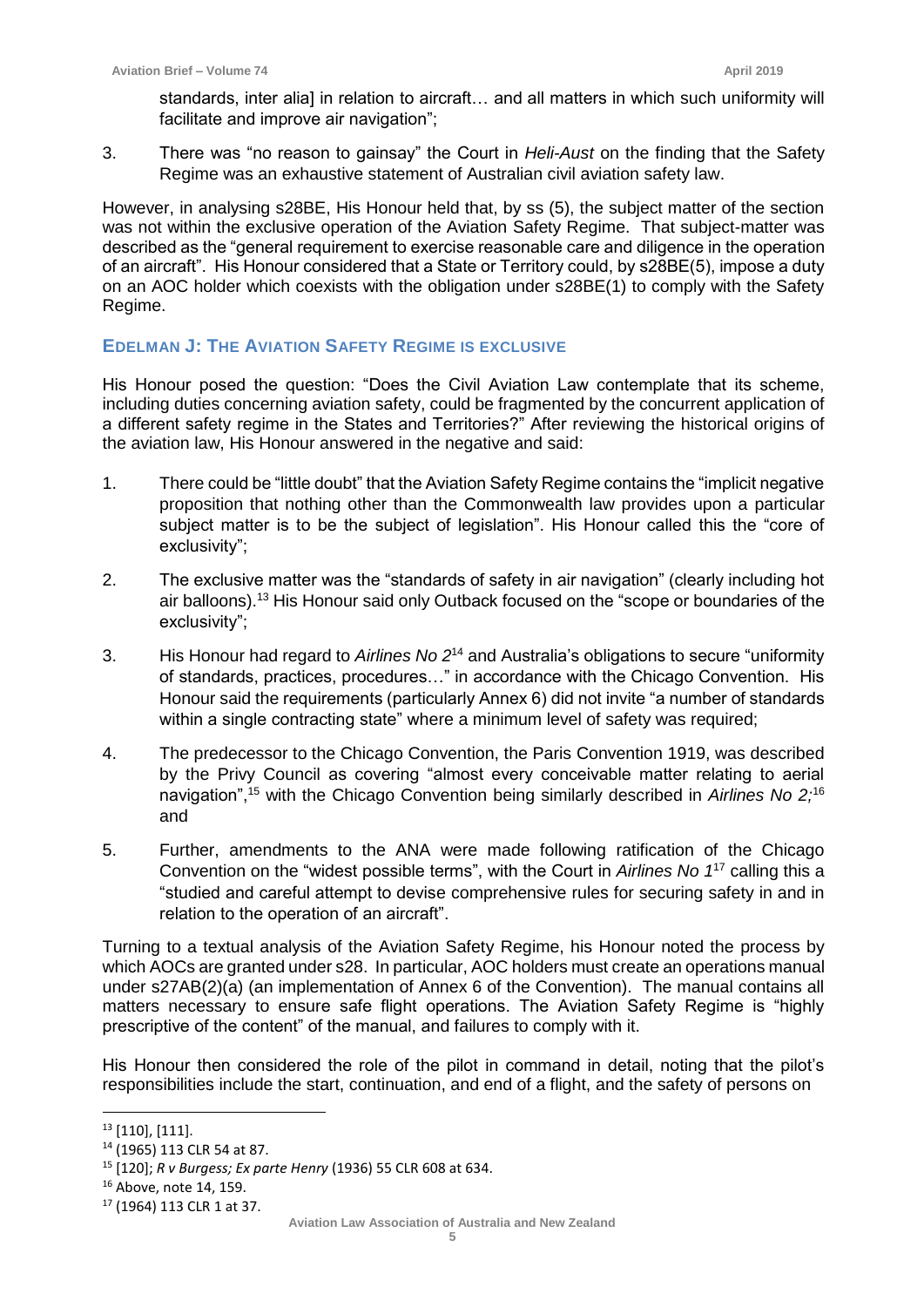standards, inter alia] in relation to aircraft… and all matters in which such uniformity will facilitate and improve air navigation";

3. There was "no reason to gainsay" the Court in *Heli-Aust* on the finding that the Safety Regime was an exhaustive statement of Australian civil aviation safety law.

However, in analysing s28BE, His Honour held that, by ss (5), the subject matter of the section was not within the exclusive operation of the Aviation Safety Regime. That subject-matter was described as the "general requirement to exercise reasonable care and diligence in the operation of an aircraft". His Honour considered that a State or Territory could, by s28BE(5), impose a duty on an AOC holder which coexists with the obligation under s28BE(1) to comply with the Safety Regime.

## EDELMAN J: THE AVIATION SAFETY REGIME IS EXCLUSIVE

His Honour posed the question: "Does the Civil Aviation Law contemplate that its scheme, including duties concerning aviation safety, could be fragmented by the concurrent application of a different safety regime in the States and Territories?" After reviewing the historical origins of the aviation law, His Honour answered in the negative and said:

1. There could be "little doubt" that the Aviation Safety Regime contains the "implicit negative proposition that nothing other than the Commonwealth law provides upon a particular subject matter is to be the subject of legislation". His Honour called this the "core of exclusivity";

2. The exclusive matter was the "standards of safety in air navigation" (clearly including hot air balloons).[13] His Honour said only Outback focused on the "scope or boundaries of the exclusivity";

3. His Honour had regard to *Airlines No 2*[14] and Australia's obligations to secure "uniformity of standards, practices, procedures…" in accordance with the Chicago Convention. His Honour said the requirements (particularly Annex 6) did not invite "a number of standards within a single contracting state" where a minimum level of safety was required;

4. The predecessor to the Chicago Convention, the Paris Convention 1919, was described by the Privy Council as covering "almost every conceivable matter relating to aerial navigation",[15] with the Chicago Convention being similarly described in *Airlines No 2;*[16] and

5. Further, amendments to the ANA were made following ratification of the Chicago Convention on the "widest possible terms", with the Court in *Airlines No 1*[17] calling this a "studied and careful attempt to devise comprehensive rules for securing safety in and in relation to the operation of an aircraft".

Turning to a textual analysis of the Aviation Safety Regime, his Honour noted the process by which AOCs are granted under s28. In particular, AOC holders must create an operations manual under s27AB(2)(a) (an implementation of Annex 6 of the Convention). The manual contains all matters necessary to ensure safe flight operations. The Aviation Safety Regime is "highly prescriptive of the content" of the manual, and failures to comply with it.

His Honour then considered the role of the pilot in command in detail, noting that the pilot's responsibilities include the start, continuation, and end of a flight, and the safety of persons on

---

[13] [110], [111].

[14] (1965) 113 CLR 54 at 87.

[15] [120]; *R v Burgess; Ex parte Henry* (1936) 55 CLR 608 at 634.

[16] Above, note 14, 159.

[17] (1964) 113 CLR 1 at 37.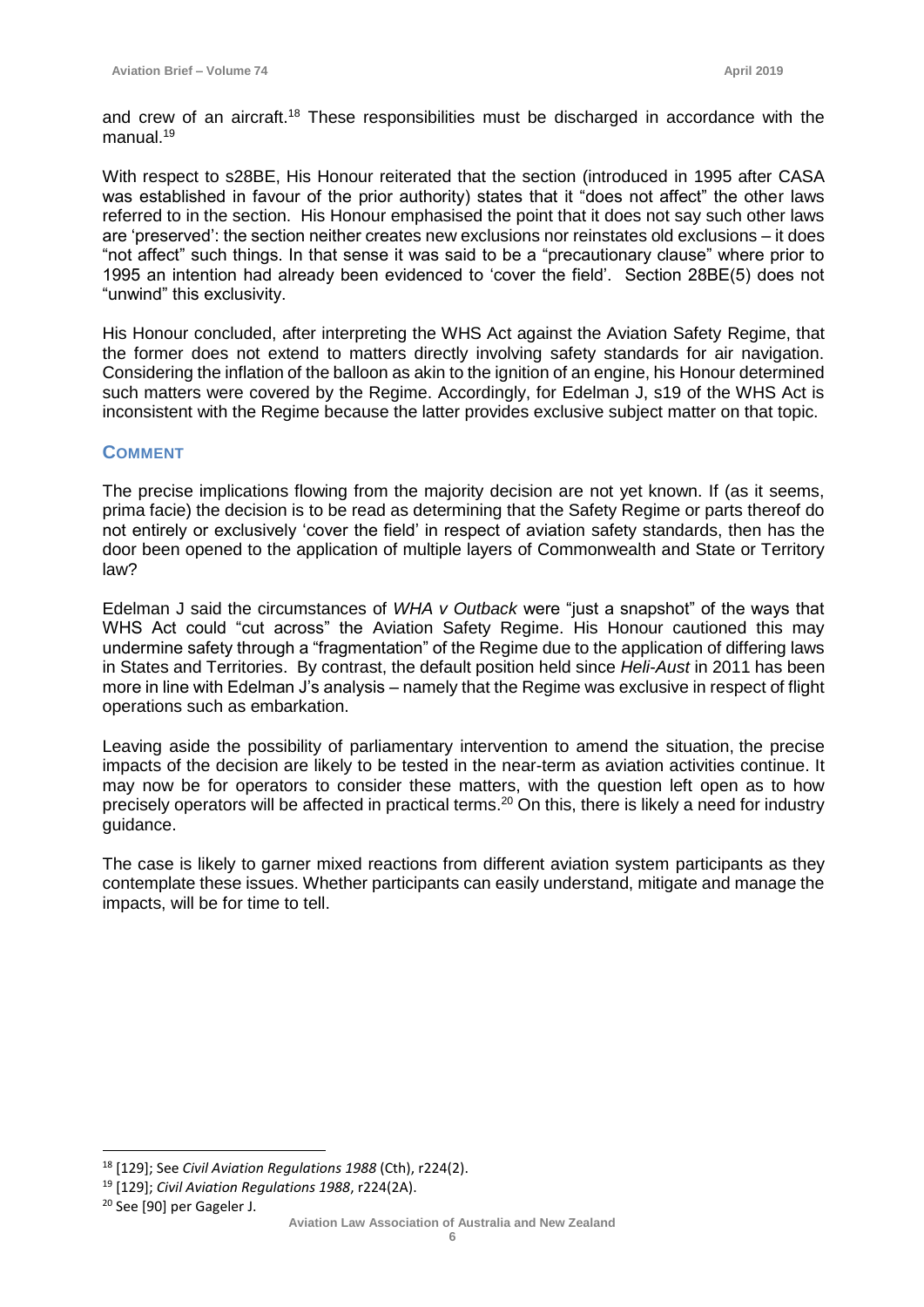and crew of an aircraft.[18] These responsibilities must be discharged in accordance with the manual.[19]

With respect to s28BE, His Honour reiterated that the section (introduced in 1995 after CASA was established in favour of the prior authority) states that it "does not affect" the other laws referred to in the section. His Honour emphasised the point that it does not say such other laws are 'preserved': the section neither creates new exclusions nor reinstates old exclusions – it does "not affect" such things. In that sense it was said to be a "precautionary clause" where prior to 1995 an intention had already been evidenced to 'cover the field'. Section 28BE(5) does not "unwind" this exclusivity.

His Honour concluded, after interpreting the WHS Act against the Aviation Safety Regime, that the former does not extend to matters directly involving safety standards for air navigation. Considering the inflation of the balloon as akin to the ignition of an engine, his Honour determined such matters were covered by the Regime. Accordingly, for Edelman J, s19 of the WHS Act is inconsistent with the Regime because the latter provides exclusive subject matter on that topic.

## COMMENT

The precise implications flowing from the majority decision are not yet known. If (as it seems, prima facie) the decision is to be read as determining that the Safety Regime or parts thereof do not entirely or exclusively 'cover the field' in respect of aviation safety standards, then has the door been opened to the application of multiple layers of Commonwealth and State or Territory law?

Edelman J said the circumstances of *WHA v Outback* were "just a snapshot" of the ways that WHS Act could "cut across" the Aviation Safety Regime. His Honour cautioned this may undermine safety through a "fragmentation" of the Regime due to the application of differing laws in States and Territories. By contrast, the default position held since *Heli-Aust* in 2011 has been more in line with Edelman J's analysis – namely that the Regime was exclusive in respect of flight operations such as embarkation.

Leaving aside the possibility of parliamentary intervention to amend the situation, the precise impacts of the decision are likely to be tested in the near-term as aviation activities continue. It may now be for operators to consider these matters, with the question left open as to how precisely operators will be affected in practical terms.[20] On this, there is likely a need for industry guidance.

The case is likely to garner mixed reactions from different aviation system participants as they contemplate these issues. Whether participants can easily understand, mitigate and manage the impacts, will be for time to tell.

---

[18] [129]; See *Civil Aviation Regulations 1988* (Cth), r224(2).

[19] [129]; *Civil Aviation Regulations 1988*, r224(2A).

[20] See [90] per Gageler J.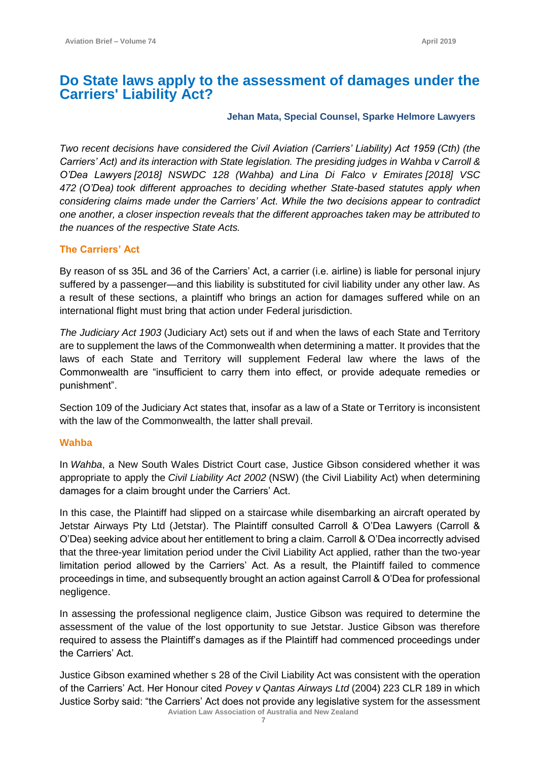## Do State laws apply to the assessment of damages under the Carriers' Liability Act?

**Jehan Mata, Special Counsel, Sparke Helmore Lawyers**

*Two recent decisions have considered the Civil Aviation (Carriers' Liability) Act 1959 (Cth) (the Carriers' Act) and its interaction with State legislation. The presiding judges in Wahba v Carroll & O'Dea Lawyers [2018] NSWDC 128 (Wahba) and Lina Di Falco v Emirates [2018] VSC 472 (O'Dea) took different approaches to deciding whether State-based statutes apply when considering claims made under the Carriers' Act. While the two decisions appear to contradict one another, a closer inspection reveals that the different approaches taken may be attributed to the nuances of the respective State Acts.*

### The Carriers' Act

By reason of ss 35L and 36 of the Carriers' Act, a carrier (i.e. airline) is liable for personal injury suffered by a passenger—and this liability is substituted for civil liability under any other law. As a result of these sections, a plaintiff who brings an action for damages suffered while on an international flight must bring that action under Federal jurisdiction.

*The Judiciary Act 1903* (Judiciary Act) sets out if and when the laws of each State and Territory are to supplement the laws of the Commonwealth when determining a matter. It provides that the laws of each State and Territory will supplement Federal law where the laws of the Commonwealth are "insufficient to carry them into effect, or provide adequate remedies or punishment".

Section 109 of the Judiciary Act states that, insofar as a law of a State or Territory is inconsistent with the law of the Commonwealth, the latter shall prevail.

### Wahba

In *Wahba*, a New South Wales District Court case, Justice Gibson considered whether it was appropriate to apply the *Civil Liability Act 2002* (NSW) (the Civil Liability Act) when determining damages for a claim brought under the Carriers' Act.

In this case, the Plaintiff had slipped on a staircase while disembarking an aircraft operated by Jetstar Airways Pty Ltd (Jetstar). The Plaintiff consulted Carroll & O'Dea Lawyers (Carroll & O'Dea) seeking advice about her entitlement to bring a claim. Carroll & O'Dea incorrectly advised that the three-year limitation period under the Civil Liability Act applied, rather than the two-year limitation period allowed by the Carriers' Act. As a result, the Plaintiff failed to commence proceedings in time, and subsequently brought an action against Carroll & O'Dea for professional negligence.

In assessing the professional negligence claim, Justice Gibson was required to determine the assessment of the value of the lost opportunity to sue Jetstar. Justice Gibson was therefore required to assess the Plaintiff's damages as if the Plaintiff had commenced proceedings under the Carriers' Act.

Justice Gibson examined whether s 28 of the Civil Liability Act was consistent with the operation of the Carriers' Act. Her Honour cited *Povey v Qantas Airways Ltd* (2004) 223 CLR 189 in which Justice Sorby said: "the Carriers' Act does not provide any legislative system for the assessment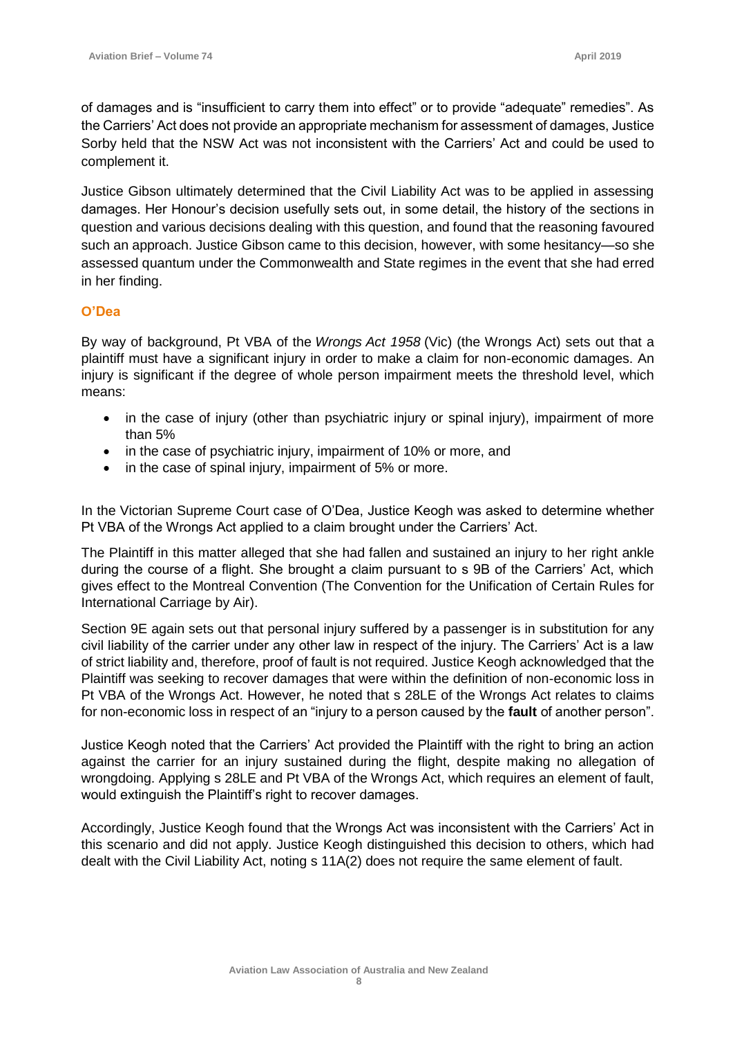of damages and is "insufficient to carry them into effect" or to provide "adequate" remedies". As the Carriers' Act does not provide an appropriate mechanism for assessment of damages, Justice Sorby held that the NSW Act was not inconsistent with the Carriers' Act and could be used to complement it.

Justice Gibson ultimately determined that the Civil Liability Act was to be applied in assessing damages. Her Honour's decision usefully sets out, in some detail, the history of the sections in question and various decisions dealing with this question, and found that the reasoning favoured such an approach. Justice Gibson came to this decision, however, with some hesitancy—so she assessed quantum under the Commonwealth and State regimes in the event that she had erred in her finding.

### O'Dea

By way of background, Pt VBA of the *Wrongs Act 1958* (Vic) (the Wrongs Act) sets out that a plaintiff must have a significant injury in order to make a claim for non-economic damages. An injury is significant if the degree of whole person impairment meets the threshold level, which means:

- in the case of injury (other than psychiatric injury or spinal injury), impairment of more than 5%
- in the case of psychiatric injury, impairment of 10% or more, and
- in the case of spinal injury, impairment of 5% or more.

In the Victorian Supreme Court case of O'Dea, Justice Keogh was asked to determine whether Pt VBA of the Wrongs Act applied to a claim brought under the Carriers' Act.

The Plaintiff in this matter alleged that she had fallen and sustained an injury to her right ankle during the course of a flight. She brought a claim pursuant to s 9B of the Carriers' Act, which gives effect to the Montreal Convention (The Convention for the Unification of Certain Rules for International Carriage by Air).

Section 9E again sets out that personal injury suffered by a passenger is in substitution for any civil liability of the carrier under any other law in respect of the injury. The Carriers' Act is a law of strict liability and, therefore, proof of fault is not required. Justice Keogh acknowledged that the Plaintiff was seeking to recover damages that were within the definition of non-economic loss in Pt VBA of the Wrongs Act. However, he noted that s 28LE of the Wrongs Act relates to claims for non-economic loss in respect of an "injury to a person caused by the **fault** of another person".

Justice Keogh noted that the Carriers' Act provided the Plaintiff with the right to bring an action against the carrier for an injury sustained during the flight, despite making no allegation of wrongdoing. Applying s 28LE and Pt VBA of the Wrongs Act, which requires an element of fault, would extinguish the Plaintiff's right to recover damages.

Accordingly, Justice Keogh found that the Wrongs Act was inconsistent with the Carriers' Act in this scenario and did not apply. Justice Keogh distinguished this decision to others, which had dealt with the Civil Liability Act, noting s 11A(2) does not require the same element of fault.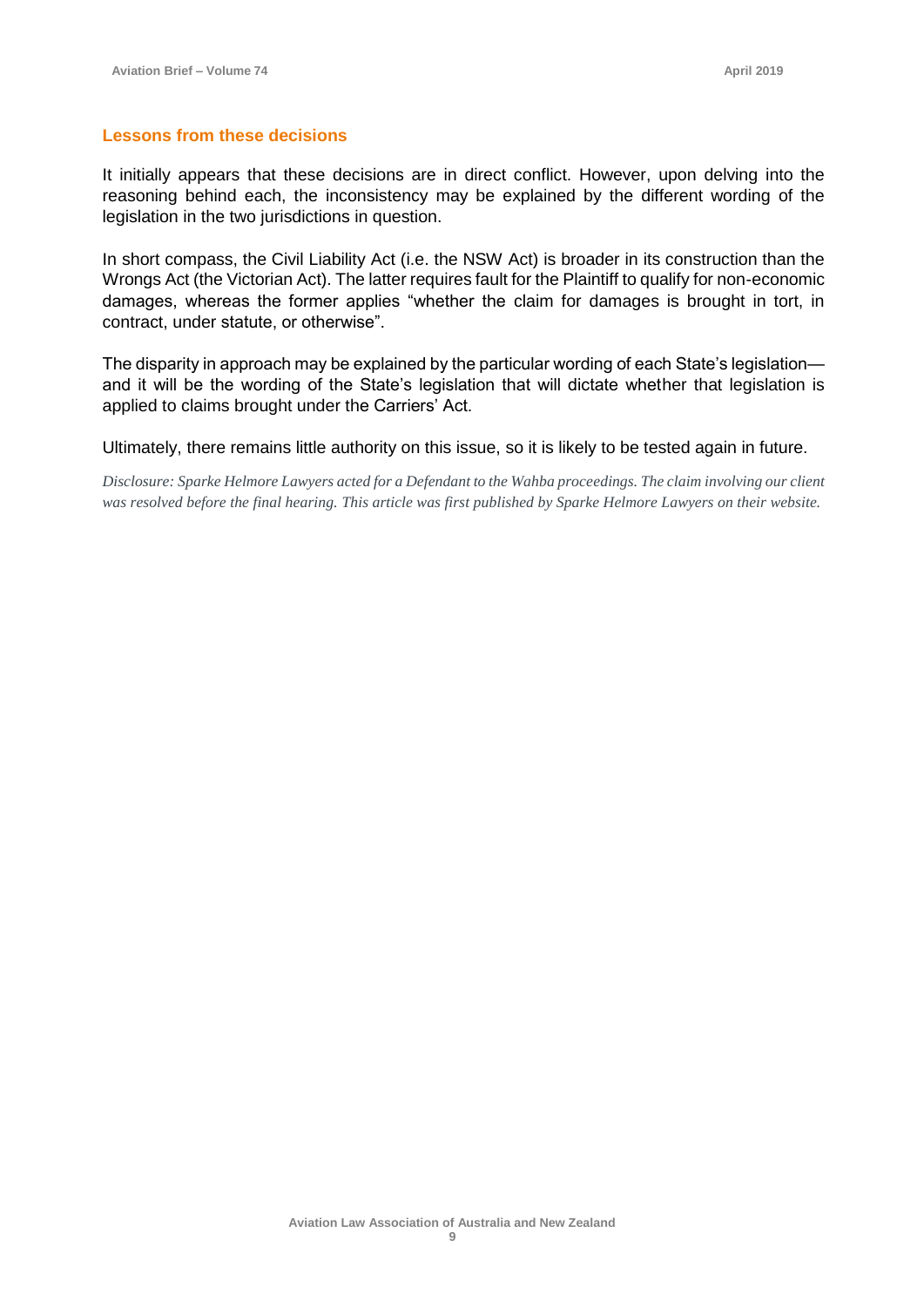### Lessons from these decisions

It initially appears that these decisions are in direct conflict. However, upon delving into the reasoning behind each, the inconsistency may be explained by the different wording of the legislation in the two jurisdictions in question.

In short compass, the Civil Liability Act (i.e. the NSW Act) is broader in its construction than the Wrongs Act (the Victorian Act). The latter requires fault for the Plaintiff to qualify for non-economic damages, whereas the former applies "whether the claim for damages is brought in tort, in contract, under statute, or otherwise".

The disparity in approach may be explained by the particular wording of each State's legislation—and it will be the wording of the State's legislation that will dictate whether that legislation is applied to claims brought under the Carriers' Act.

Ultimately, there remains little authority on this issue, so it is likely to be tested again in future.

*Disclosure: Sparke Helmore Lawyers acted for a Defendant to the Wahba proceedings. The claim involving our client was resolved before the final hearing. This article was first published by Sparke Helmore Lawyers on their website.*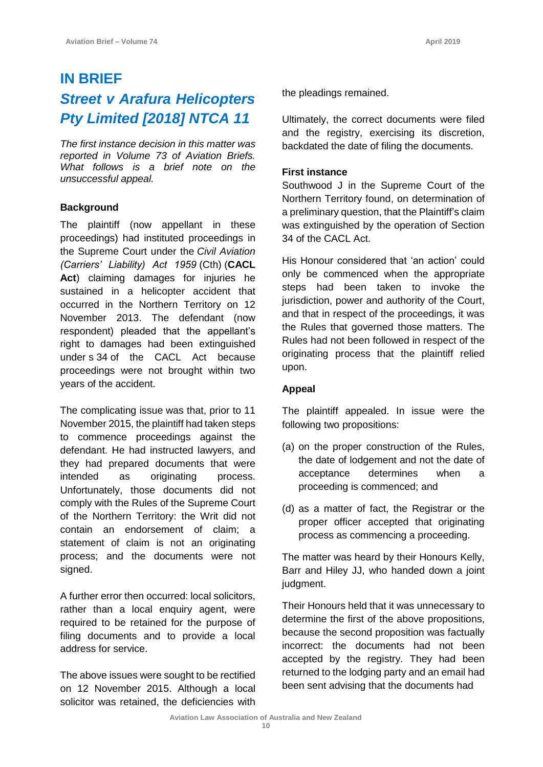# IN BRIEF

## *Street v Arafura Helicopters Pty Limited [2018] NTCA 11*

*The first instance decision in this matter was reported in Volume 73 of Aviation Briefs. What follows is a brief note on the unsuccessful appeal.*

### Background

The plaintiff (now appellant in these proceedings) had instituted proceedings in the Supreme Court under the *Civil Aviation (Carriers' Liability) Act 1959* (Cth) (**CACL Act**) claiming damages for injuries he sustained in a helicopter accident that occurred in the Northern Territory on 12 November 2013. The defendant (now respondent) pleaded that the appellant's right to damages had been extinguished under s 34 of the CACL Act because proceedings were not brought within two years of the accident.

The complicating issue was that, prior to 11 November 2015, the plaintiff had taken steps to commence proceedings against the defendant. He had instructed lawyers, and they had prepared documents that were intended as originating process. Unfortunately, those documents did not comply with the Rules of the Supreme Court of the Northern Territory: the Writ did not contain an endorsement of claim; a statement of claim is not an originating process; and the documents were not signed.

A further error then occurred: local solicitors, rather than a local enquiry agent, were required to be retained for the purpose of filing documents and to provide a local address for service.

The above issues were sought to be rectified on 12 November 2015. Although a local solicitor was retained, the deficiencies with the pleadings remained.

Ultimately, the correct documents were filed and the registry, exercising its discretion, backdated the date of filing the documents.

### First instance

Southwood J in the Supreme Court of the Northern Territory found, on determination of a preliminary question, that the Plaintiff's claim was extinguished by the operation of Section 34 of the CACL Act.

His Honour considered that 'an action' could only be commenced when the appropriate steps had been taken to invoke the jurisdiction, power and authority of the Court, and that in respect of the proceedings, it was the Rules that governed those matters. The Rules had not been followed in respect of the originating process that the plaintiff relied upon.

### Appeal

The plaintiff appealed. In issue were the following two propositions:

(a) on the proper construction of the Rules, the date of lodgement and not the date of acceptance determines when a proceeding is commenced; and

(d) as a matter of fact, the Registrar or the proper officer accepted that originating process as commencing a proceeding.

The matter was heard by their Honours Kelly, Barr and Hiley JJ, who handed down a joint judgment.

Their Honours held that it was unnecessary to determine the first of the above propositions, because the second proposition was factually incorrect: the documents had not been accepted by the registry. They had been returned to the lodging party and an email had been sent advising that the documents had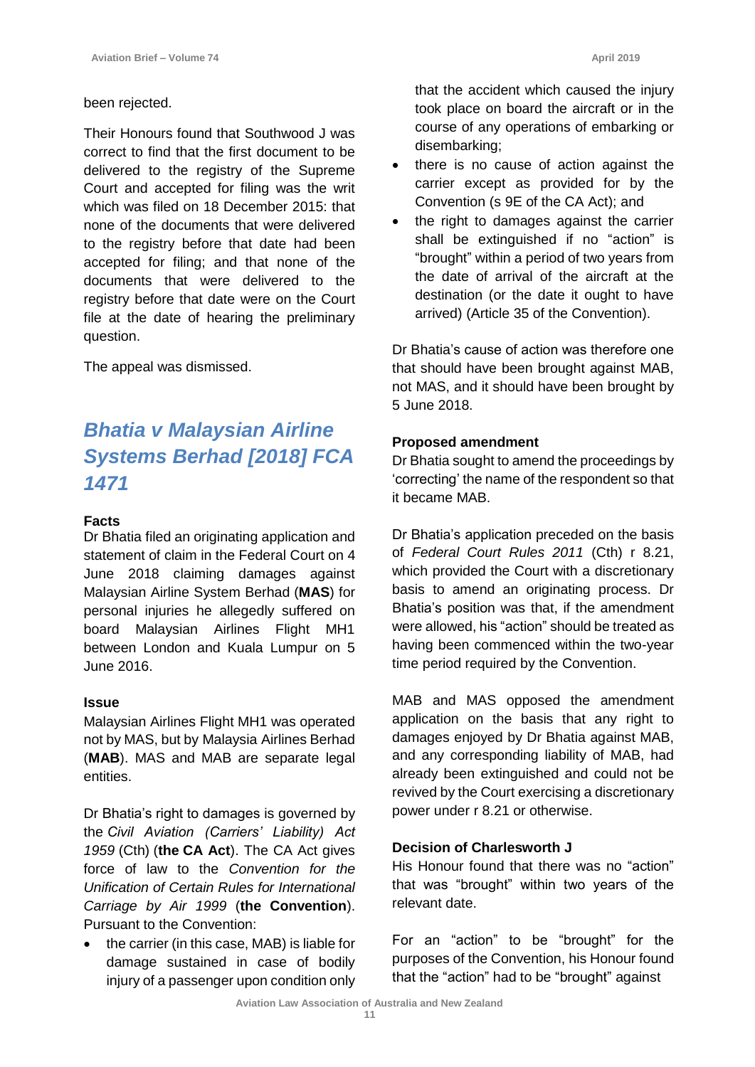been rejected.

Their Honours found that Southwood J was correct to find that the first document to be delivered to the registry of the Supreme Court and accepted for filing was the writ which was filed on 18 December 2015: that none of the documents that were delivered to the registry before that date had been accepted for filing; and that none of the documents that were delivered to the registry before that date were on the Court file at the date of hearing the preliminary question.

The appeal was dismissed.

## *Bhatia v Malaysian Airline Systems Berhad [2018] FCA 1471*

### Facts

Dr Bhatia filed an originating application and statement of claim in the Federal Court on 4 June 2018 claiming damages against Malaysian Airline System Berhad (**MAS**) for personal injuries he allegedly suffered on board Malaysian Airlines Flight MH1 between London and Kuala Lumpur on 5 June 2016.

### Issue

Malaysian Airlines Flight MH1 was operated not by MAS, but by Malaysia Airlines Berhad (**MAB**). MAS and MAB are separate legal entities.

Dr Bhatia's right to damages is governed by the *Civil Aviation (Carriers' Liability) Act 1959* (Cth) (**the CA Act**). The CA Act gives force of law to the *Convention for the Unification of Certain Rules for International Carriage by Air 1999* (**the Convention**). Pursuant to the Convention:

- the carrier (in this case, MAB) is liable for damage sustained in case of bodily injury of a passenger upon condition only that the accident which caused the injury took place on board the aircraft or in the course of any operations of embarking or disembarking;
- there is no cause of action against the carrier except as provided for by the Convention (s 9E of the CA Act); and
- the right to damages against the carrier shall be extinguished if no "action" is "brought" within a period of two years from the date of arrival of the aircraft at the destination (or the date it ought to have arrived) (Article 35 of the Convention).

Dr Bhatia's cause of action was therefore one that should have been brought against MAB, not MAS, and it should have been brought by 5 June 2018.

### Proposed amendment

Dr Bhatia sought to amend the proceedings by 'correcting' the name of the respondent so that it became MAB.

Dr Bhatia's application preceded on the basis of *Federal Court Rules 2011* (Cth) r 8.21, which provided the Court with a discretionary basis to amend an originating process. Dr Bhatia's position was that, if the amendment were allowed, his "action" should be treated as having been commenced within the two-year time period required by the Convention.

MAB and MAS opposed the amendment application on the basis that any right to damages enjoyed by Dr Bhatia against MAB, and any corresponding liability of MAB, had already been extinguished and could not be revived by the Court exercising a discretionary power under r 8.21 or otherwise.

### Decision of Charlesworth J

His Honour found that there was no "action" that was "brought" within two years of the relevant date.

For an "action" to be "brought" for the purposes of the Convention, his Honour found that the "action" had to be "brought" against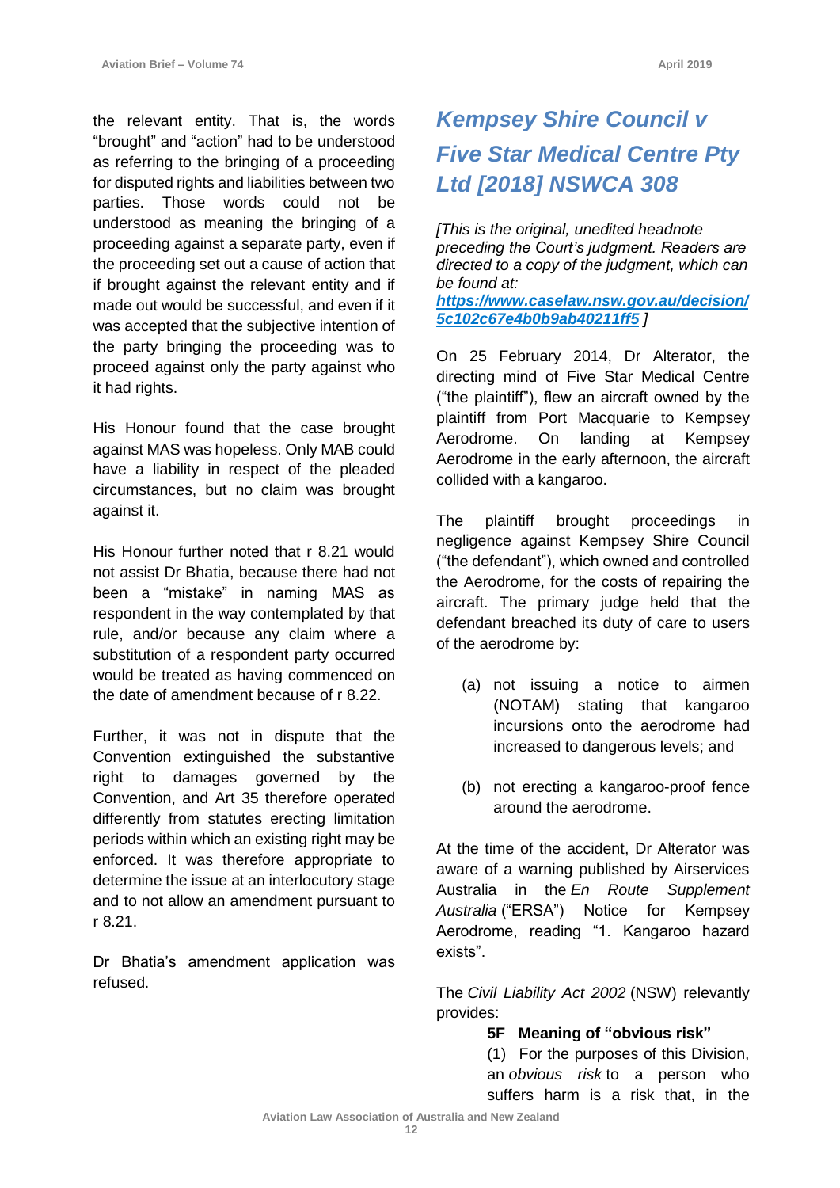the relevant entity. That is, the words "brought" and "action" had to be understood as referring to the bringing of a proceeding for disputed rights and liabilities between two parties. Those words could not be understood as meaning the bringing of a proceeding against a separate party, even if the proceeding set out a cause of action that if brought against the relevant entity and if made out would be successful, and even if it was accepted that the subjective intention of the party bringing the proceeding was to proceed against only the party against who it had rights.

His Honour found that the case brought against MAS was hopeless. Only MAB could have a liability in respect of the pleaded circumstances, but no claim was brought against it.

His Honour further noted that r 8.21 would not assist Dr Bhatia, because there had not been a "mistake" in naming MAS as respondent in the way contemplated by that rule, and/or because any claim where a substitution of a respondent party occurred would be treated as having commenced on the date of amendment because of r 8.22.

Further, it was not in dispute that the Convention extinguished the substantive right to damages governed by the Convention, and Art 35 therefore operated differently from statutes erecting limitation periods within which an existing right may be enforced. It was therefore appropriate to determine the issue at an interlocutory stage and to not allow an amendment pursuant to r 8.21.

Dr Bhatia's amendment application was refused.

## *Kempsey Shire Council v Five Star Medical Centre Pty Ltd [2018] NSWCA 308*

*[This is the original, unedited headnote preceding the Court's judgment. Readers are directed to a copy of the judgment, which can be found at:* ***https://www.caselaw.nsw.gov.au/decision/5c102c67e4b0b9ab40211ff5*** *]*

On 25 February 2014, Dr Alterator, the directing mind of Five Star Medical Centre ("the plaintiff"), flew an aircraft owned by the plaintiff from Port Macquarie to Kempsey Aerodrome. On landing at Kempsey Aerodrome in the early afternoon, the aircraft collided with a kangaroo.

The plaintiff brought proceedings in negligence against Kempsey Shire Council ("the defendant"), which owned and controlled the Aerodrome, for the costs of repairing the aircraft. The primary judge held that the defendant breached its duty of care to users of the aerodrome by:

(a) not issuing a notice to airmen (NOTAM) stating that kangaroo incursions onto the aerodrome had increased to dangerous levels; and

(b) not erecting a kangaroo-proof fence around the aerodrome.

At the time of the accident, Dr Alterator was aware of a warning published by Airservices Australia in the *En Route Supplement Australia* ("ERSA") Notice for Kempsey Aerodrome, reading "1. Kangaroo hazard exists".

The *Civil Liability Act 2002* (NSW) relevantly provides:

> **5F Meaning of "obvious risk"**
>
> (1) For the purposes of this Division, an *obvious risk* to a person who suffers harm is a risk that, in the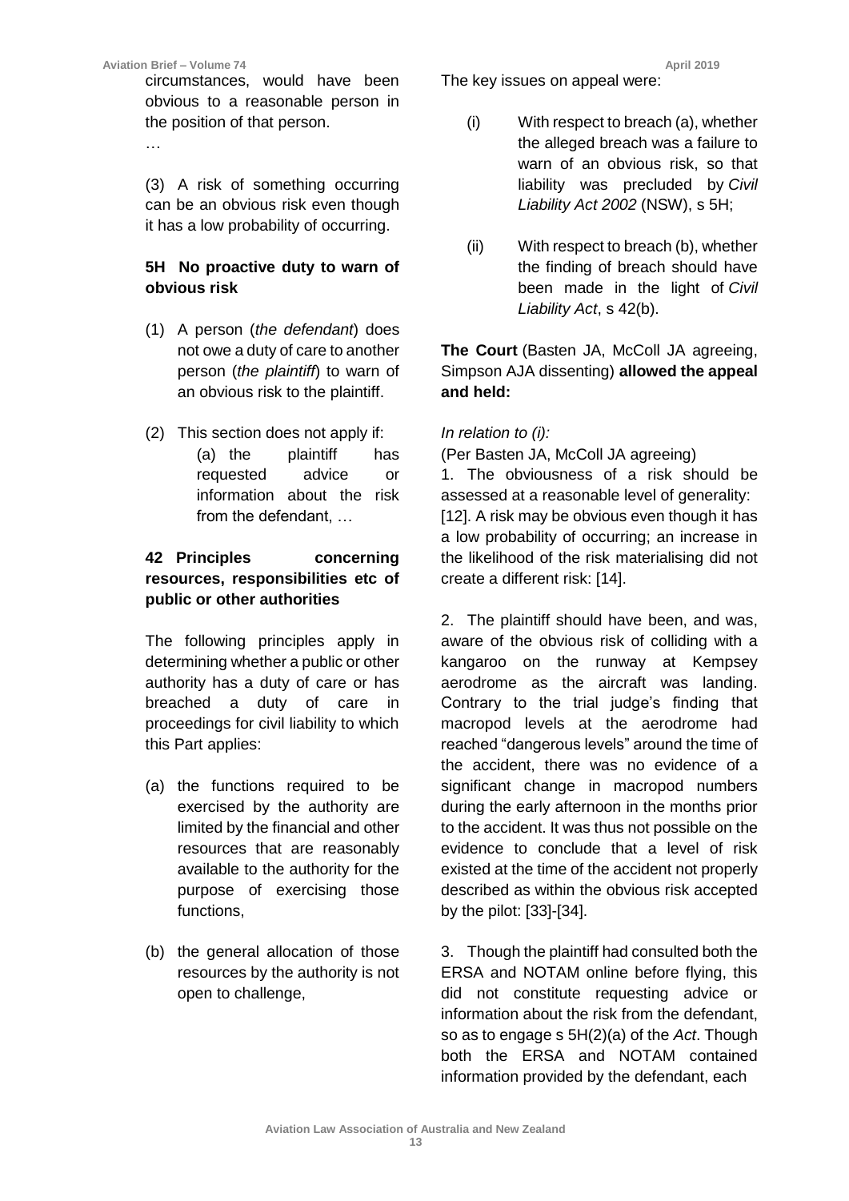circumstances, would have been obvious to a reasonable person in the position of that person.

…

(3) A risk of something occurring can be an obvious risk even though it has a low probability of occurring.

**5H No proactive duty to warn of obvious risk**

(1) A person (*the defendant*) does not owe a duty of care to another person (*the plaintiff*) to warn of an obvious risk to the plaintiff.

(2) This section does not apply if:
(a) the plaintiff has requested advice or information about the risk from the defendant, …

**42 Principles concerning resources, responsibilities etc of public or other authorities**

The following principles apply in determining whether a public or other authority has a duty of care or has breached a duty of care in proceedings for civil liability to which this Part applies:

(a) the functions required to be exercised by the authority are limited by the financial and other resources that are reasonably available to the authority for the purpose of exercising those functions,

(b) the general allocation of those resources by the authority is not open to challenge,

The key issues on appeal were:

(i) With respect to breach (a), whether the alleged breach was a failure to warn of an obvious risk, so that liability was precluded by *Civil Liability Act 2002* (NSW), s 5H;

(ii) With respect to breach (b), whether the finding of breach should have been made in the light of *Civil Liability Act*, s 42(b).

**The Court** (Basten JA, McColl JA agreeing, Simpson AJA dissenting) **allowed the appeal and held:**

*In relation to (i):*

(Per Basten JA, McColl JA agreeing)

1. The obviousness of a risk should be assessed at a reasonable level of generality: [12]. A risk may be obvious even though it has a low probability of occurring; an increase in the likelihood of the risk materialising did not create a different risk: [14].

2. The plaintiff should have been, and was, aware of the obvious risk of colliding with a kangaroo on the runway at Kempsey aerodrome as the aircraft was landing. Contrary to the trial judge's finding that macropod levels at the aerodrome had reached "dangerous levels" around the time of the accident, there was no evidence of a significant change in macropod numbers during the early afternoon in the months prior to the accident. It was thus not possible on the evidence to conclude that a level of risk existed at the time of the accident not properly described as within the obvious risk accepted by the pilot: [33]-[34].

3. Though the plaintiff had consulted both the ERSA and NOTAM online before flying, this did not constitute requesting advice or information about the risk from the defendant, so as to engage s 5H(2)(a) of the *Act*. Though both the ERSA and NOTAM contained information provided by the defendant, each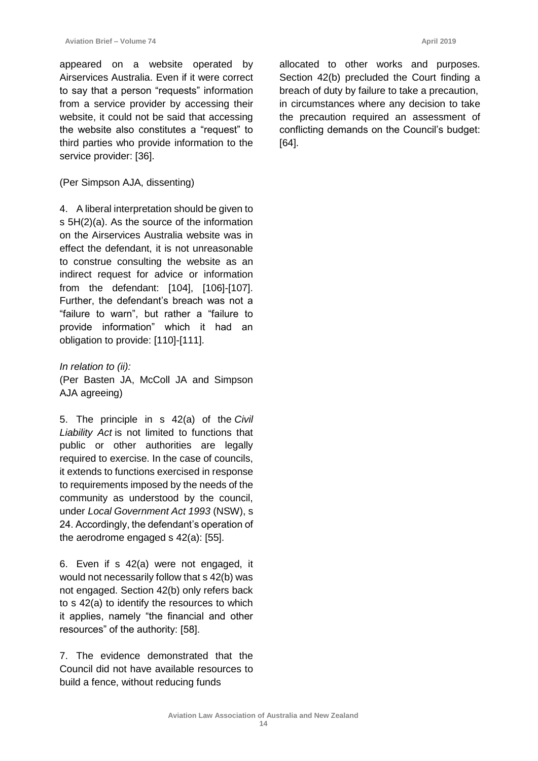appeared on a website operated by Airservices Australia. Even if it were correct to say that a person "requests" information from a service provider by accessing their website, it could not be said that accessing the website also constitutes a "request" to third parties who provide information to the service provider: [36].

(Per Simpson AJA, dissenting)

4. A liberal interpretation should be given to s 5H(2)(a). As the source of the information on the Airservices Australia website was in effect the defendant, it is not unreasonable to construe consulting the website as an indirect request for advice or information from the defendant: [104], [106]-[107]. Further, the defendant's breach was not a "failure to warn", but rather a "failure to provide information" which it had an obligation to provide: [110]-[111].

*In relation to (ii):*
(Per Basten JA, McColl JA and Simpson AJA agreeing)

5. The principle in s 42(a) of the *Civil Liability Act* is not limited to functions that public or other authorities are legally required to exercise. In the case of councils, it extends to functions exercised in response to requirements imposed by the needs of the community as understood by the council, under *Local Government Act 1993* (NSW), s 24. Accordingly, the defendant's operation of the aerodrome engaged s 42(a): [55].

6. Even if s 42(a) were not engaged, it would not necessarily follow that s 42(b) was not engaged. Section 42(b) only refers back to s 42(a) to identify the resources to which it applies, namely "the financial and other resources" of the authority: [58].

7. The evidence demonstrated that the Council did not have available resources to build a fence, without reducing funds allocated to other works and purposes. Section 42(b) precluded the Court finding a breach of duty by failure to take a precaution, in circumstances where any decision to take the precaution required an assessment of conflicting demands on the Council's budget: [64].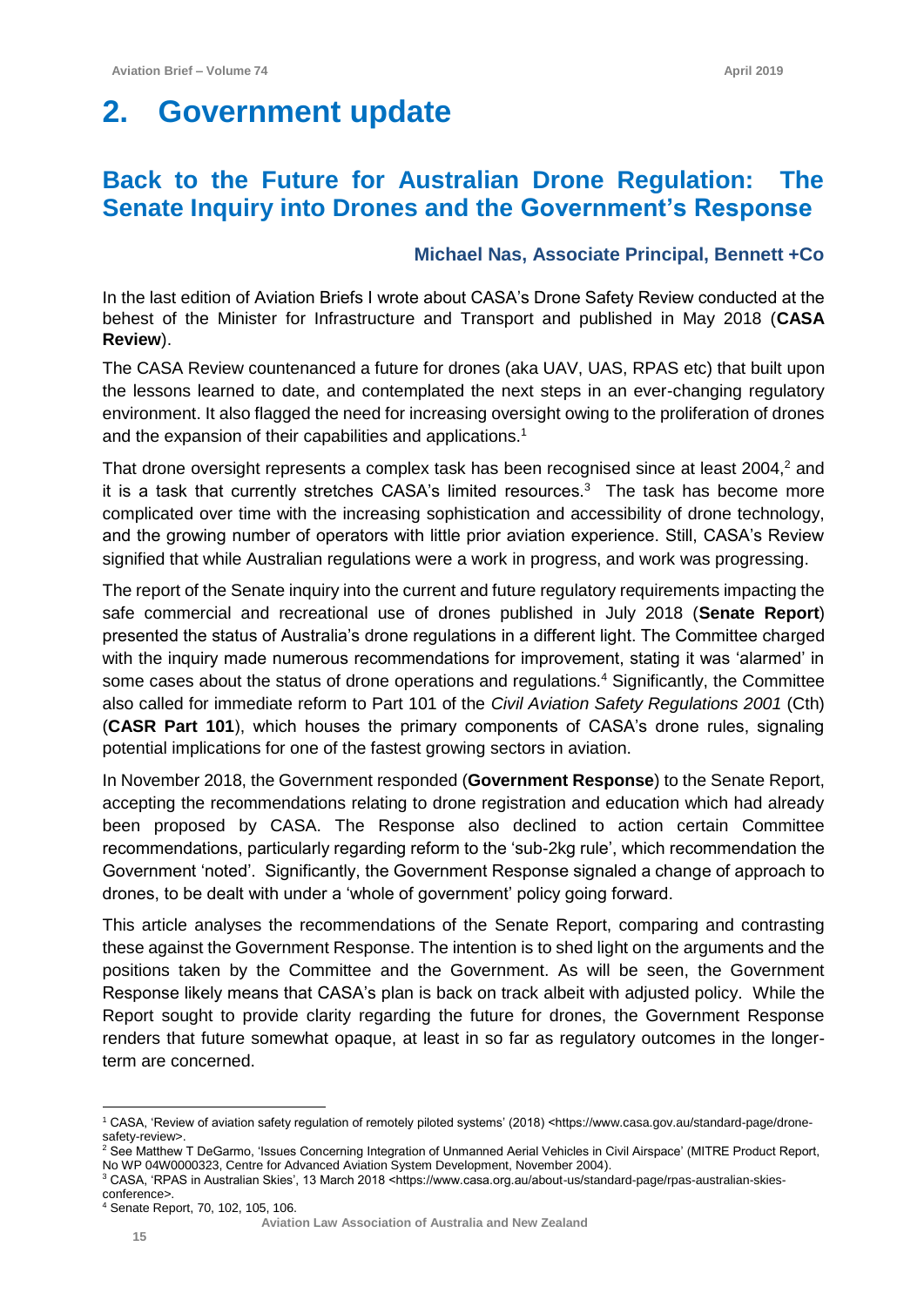# 2. Government update

## Back to the Future for Australian Drone Regulation: The Senate Inquiry into Drones and the Government's Response

**Michael Nas, Associate Principal, Bennett +Co**

In the last edition of Aviation Briefs I wrote about CASA's Drone Safety Review conducted at the behest of the Minister for Infrastructure and Transport and published in May 2018 (**CASA Review**).

The CASA Review countenanced a future for drones (aka UAV, UAS, RPAS etc) that built upon the lessons learned to date, and contemplated the next steps in an ever-changing regulatory environment. It also flagged the need for increasing oversight owing to the proliferation of drones and the expansion of their capabilities and applications.[1]

That drone oversight represents a complex task has been recognised since at least 2004,[2] and it is a task that currently stretches CASA's limited resources.[3] The task has become more complicated over time with the increasing sophistication and accessibility of drone technology, and the growing number of operators with little prior aviation experience. Still, CASA's Review signified that while Australian regulations were a work in progress, and work was progressing.

The report of the Senate inquiry into the current and future regulatory requirements impacting the safe commercial and recreational use of drones published in July 2018 (**Senate Report**) presented the status of Australia's drone regulations in a different light. The Committee charged with the inquiry made numerous recommendations for improvement, stating it was 'alarmed' in some cases about the status of drone operations and regulations.[4] Significantly, the Committee also called for immediate reform to Part 101 of the *Civil Aviation Safety Regulations 2001* (Cth) (**CASR Part 101**), which houses the primary components of CASA's drone rules, signaling potential implications for one of the fastest growing sectors in aviation.

In November 2018, the Government responded (**Government Response**) to the Senate Report, accepting the recommendations relating to drone registration and education which had already been proposed by CASA. The Response also declined to action certain Committee recommendations, particularly regarding reform to the 'sub-2kg rule', which recommendation the Government 'noted'. Significantly, the Government Response signaled a change of approach to drones, to be dealt with under a 'whole of government' policy going forward.

This article analyses the recommendations of the Senate Report, comparing and contrasting these against the Government Response. The intention is to shed light on the arguments and the positions taken by the Committee and the Government. As will be seen, the Government Response likely means that CASA's plan is back on track albeit with adjusted policy. While the Report sought to provide clarity regarding the future for drones, the Government Response renders that future somewhat opaque, at least in so far as regulatory outcomes in the longer-term are concerned.

---

[1] CASA, 'Review of aviation safety regulation of remotely piloted systems' (2018) <https://www.casa.gov.au/standard-page/drone-safety-review>.

[2] See Matthew T DeGarmo, 'Issues Concerning Integration of Unmanned Aerial Vehicles in Civil Airspace' (MITRE Product Report, No WP 04W0000323, Centre for Advanced Aviation System Development, November 2004).

[3] CASA, 'RPAS in Australian Skies', 13 March 2018 <https://www.casa.org.au/about-us/standard-page/rpas-australian-skies-conference>.

[4] Senate Report, 70, 102, 105, 106.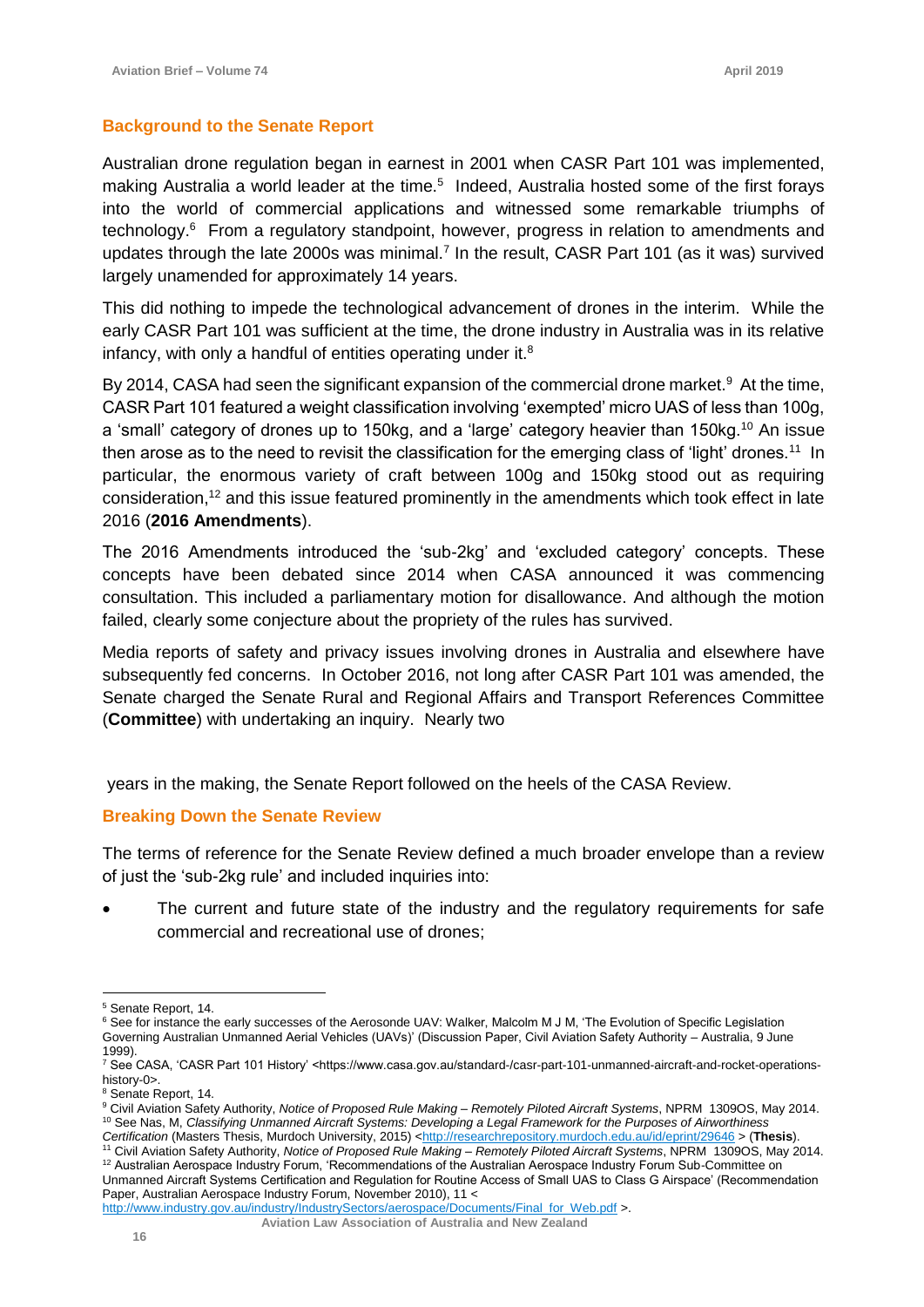## Background to the Senate Report

Australian drone regulation began in earnest in 2001 when CASR Part 101 was implemented, making Australia a world leader at the time.[5] Indeed, Australia hosted some of the first forays into the world of commercial applications and witnessed some remarkable triumphs of technology.[6] From a regulatory standpoint, however, progress in relation to amendments and updates through the late 2000s was minimal.[7] In the result, CASR Part 101 (as it was) survived largely unamended for approximately 14 years.

This did nothing to impede the technological advancement of drones in the interim. While the early CASR Part 101 was sufficient at the time, the drone industry in Australia was in its relative infancy, with only a handful of entities operating under it.[8]

By 2014, CASA had seen the significant expansion of the commercial drone market.[9] At the time, CASR Part 101 featured a weight classification involving 'exempted' micro UAS of less than 100g, a 'small' category of drones up to 150kg, and a 'large' category heavier than 150kg.[10] An issue then arose as to the need to revisit the classification for the emerging class of 'light' drones.[11] In particular, the enormous variety of craft between 100g and 150kg stood out as requiring consideration,[12] and this issue featured prominently in the amendments which took effect in late 2016 (**2016 Amendments**).

The 2016 Amendments introduced the 'sub-2kg' and 'excluded category' concepts. These concepts have been debated since 2014 when CASA announced it was commencing consultation. This included a parliamentary motion for disallowance. And although the motion failed, clearly some conjecture about the propriety of the rules has survived.

Media reports of safety and privacy issues involving drones in Australia and elsewhere have subsequently fed concerns. In October 2016, not long after CASR Part 101 was amended, the Senate charged the Senate Rural and Regional Affairs and Transport References Committee (**Committee**) with undertaking an inquiry. Nearly two years in the making, the Senate Report followed on the heels of the CASA Review.

## Breaking Down the Senate Review

The terms of reference for the Senate Review defined a much broader envelope than a review of just the 'sub-2kg rule' and included inquiries into:

- The current and future state of the industry and the regulatory requirements for safe commercial and recreational use of drones;

---

[5] Senate Report, 14.

[6] See for instance the early successes of the Aerosonde UAV: Walker, Malcolm M J M, 'The Evolution of Specific Legislation Governing Australian Unmanned Aerial Vehicles (UAVs)' (Discussion Paper, Civil Aviation Safety Authority – Australia, 9 June 1999).

[7] See CASA, 'CASR Part 101 History' <https://www.casa.gov.au/standard-/casr-part-101-unmanned-aircraft-and-rocket-operations-history-0>.

[8] Senate Report, 14.

[9] Civil Aviation Safety Authority, *Notice of Proposed Rule Making – Remotely Piloted Aircraft Systems*, NPRM 1309OS, May 2014.

[10] See Nas, M, *Classifying Unmanned Aircraft Systems: Developing a Legal Framework for the Purposes of Airworthiness Certification* (Masters Thesis, Murdoch University, 2015) <http://researchrepository.murdoch.edu.au/id/eprint/29646 > (**Thesis**).

[11] Civil Aviation Safety Authority, *Notice of Proposed Rule Making – Remotely Piloted Aircraft Systems*, NPRM 1309OS, May 2014.

[12] Australian Aerospace Industry Forum, 'Recommendations of the Australian Aerospace Industry Forum Sub-Committee on Unmanned Aircraft Systems Certification and Regulation for Routine Access of Small UAS to Class G Airspace' (Recommendation Paper, Australian Aerospace Industry Forum, November 2010), 11 < http://www.industry.gov.au/industry/IndustrySectors/aerospace/Documents/Final_for_Web.pdf >.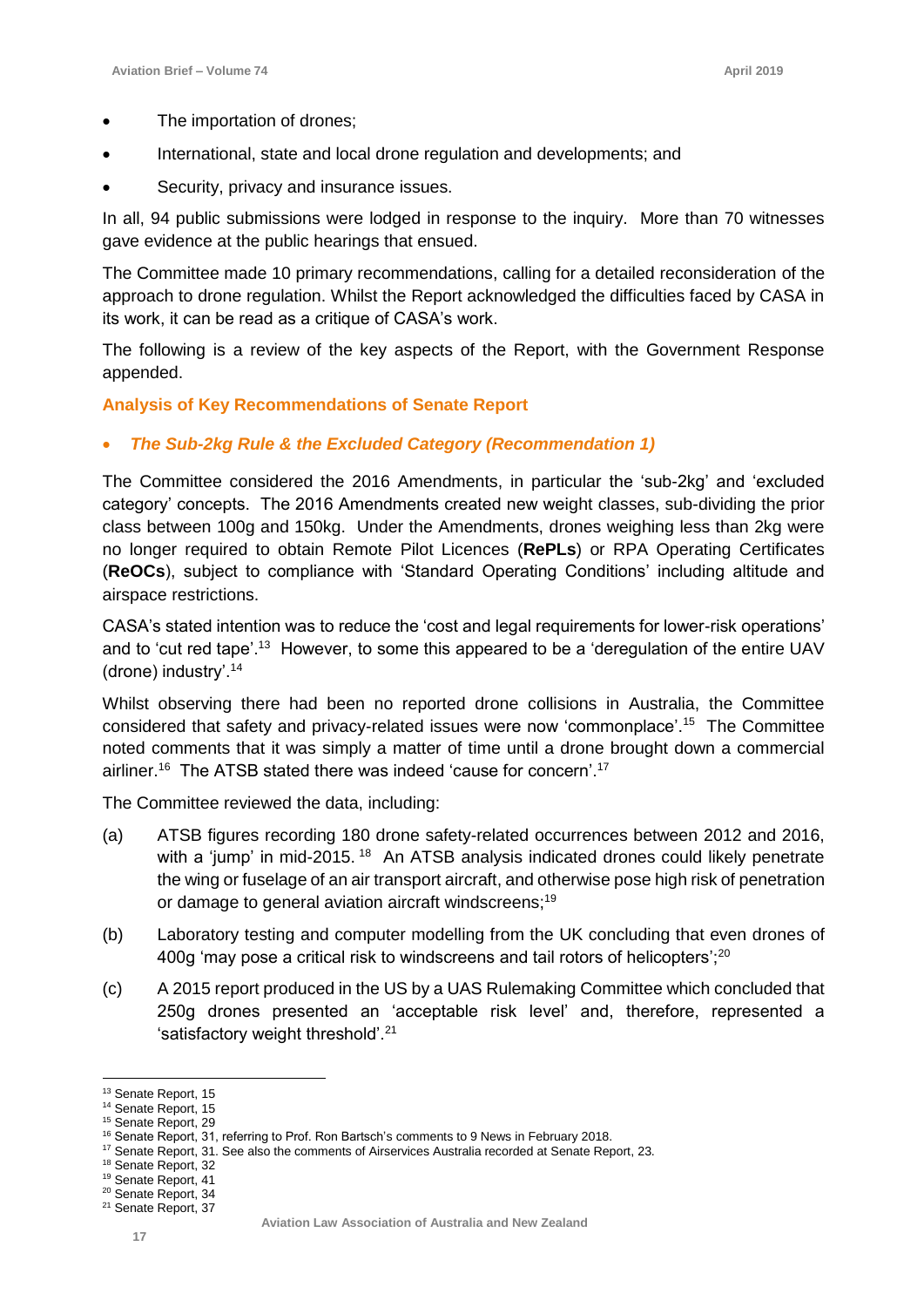- The importation of drones;
- International, state and local drone regulation and developments; and
- Security, privacy and insurance issues.

In all, 94 public submissions were lodged in response to the inquiry. More than 70 witnesses gave evidence at the public hearings that ensued.

The Committee made 10 primary recommendations, calling for a detailed reconsideration of the approach to drone regulation. Whilst the Report acknowledged the difficulties faced by CASA in its work, it can be read as a critique of CASA's work.

The following is a review of the key aspects of the Report, with the Government Response appended.

### Analysis of Key Recommendations of Senate Report

- ***The Sub-2kg Rule & the Excluded Category (Recommendation 1)***

The Committee considered the 2016 Amendments, in particular the 'sub-2kg' and 'excluded category' concepts. The 2016 Amendments created new weight classes, sub-dividing the prior class between 100g and 150kg. Under the Amendments, drones weighing less than 2kg were no longer required to obtain Remote Pilot Licences (**RePLs**) or RPA Operating Certificates (**ReOCs**), subject to compliance with 'Standard Operating Conditions' including altitude and airspace restrictions.

CASA's stated intention was to reduce the 'cost and legal requirements for lower-risk operations' and to 'cut red tape'.[13] However, to some this appeared to be a 'deregulation of the entire UAV (drone) industry'.[14]

Whilst observing there had been no reported drone collisions in Australia, the Committee considered that safety and privacy-related issues were now 'commonplace'.[15] The Committee noted comments that it was simply a matter of time until a drone brought down a commercial airliner.[16] The ATSB stated there was indeed 'cause for concern'.[17]

The Committee reviewed the data, including:

(a) ATSB figures recording 180 drone safety-related occurrences between 2012 and 2016, with a 'jump' in mid-2015.[18] An ATSB analysis indicated drones could likely penetrate the wing or fuselage of an air transport aircraft, and otherwise pose high risk of penetration or damage to general aviation aircraft windscreens;[19]

(b) Laboratory testing and computer modelling from the UK concluding that even drones of 400g 'may pose a critical risk to windscreens and tail rotors of helicopters';[20]

(c) A 2015 report produced in the US by a UAS Rulemaking Committee which concluded that 250g drones presented an 'acceptable risk level' and, therefore, represented a 'satisfactory weight threshold'.[21]

---

[13] Senate Report, 15
[14] Senate Report, 15
[15] Senate Report, 29
[16] Senate Report, 31, referring to Prof. Ron Bartsch's comments to 9 News in February 2018.
[17] Senate Report, 31. See also the comments of Airservices Australia recorded at Senate Report, 23.
[18] Senate Report, 32
[19] Senate Report, 41
[20] Senate Report, 34
[21] Senate Report, 37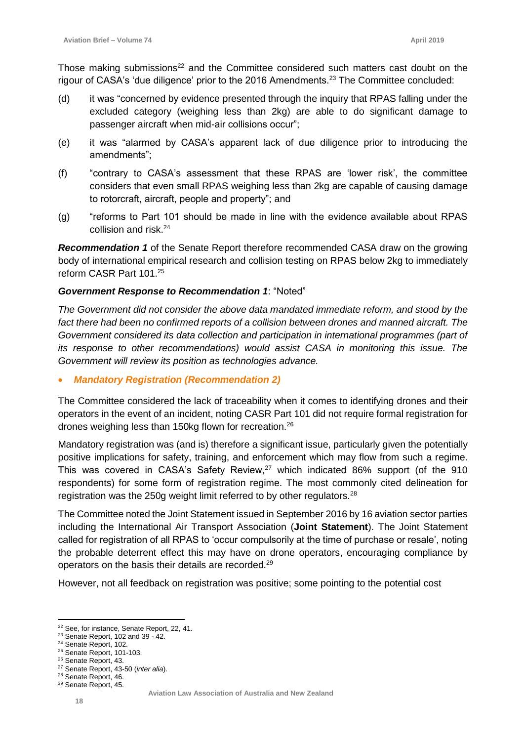Those making submissions[22] and the Committee considered such matters cast doubt on the rigour of CASA's 'due diligence' prior to the 2016 Amendments.[23] The Committee concluded:

(d) it was "concerned by evidence presented through the inquiry that RPAS falling under the excluded category (weighing less than 2kg) are able to do significant damage to passenger aircraft when mid-air collisions occur";

(e) it was "alarmed by CASA's apparent lack of due diligence prior to introducing the amendments";

(f) "contrary to CASA's assessment that these RPAS are 'lower risk', the committee considers that even small RPAS weighing less than 2kg are capable of causing damage to rotorcraft, aircraft, people and property"; and

(g) "reforms to Part 101 should be made in line with the evidence available about RPAS collision and risk.[24]

***Recommendation 1*** of the Senate Report therefore recommended CASA draw on the growing body of international empirical research and collision testing on RPAS below 2kg to immediately reform CASR Part 101.[25]

***Government Response to Recommendation 1***: "Noted"

*The Government did not consider the above data mandated immediate reform, and stood by the fact there had been no confirmed reports of a collision between drones and manned aircraft. The Government considered its data collection and participation in international programmes (part of its response to other recommendations) would assist CASA in monitoring this issue. The Government will review its position as technologies advance.*

- ***Mandatory Registration (Recommendation 2)***

The Committee considered the lack of traceability when it comes to identifying drones and their operators in the event of an incident, noting CASR Part 101 did not require formal registration for drones weighing less than 150kg flown for recreation.[26]

Mandatory registration was (and is) therefore a significant issue, particularly given the potentially positive implications for safety, training, and enforcement which may flow from such a regime. This was covered in CASA's Safety Review,[27] which indicated 86% support (of the 910 respondents) for some form of registration regime. The most commonly cited delineation for registration was the 250g weight limit referred to by other regulators.[28]

The Committee noted the Joint Statement issued in September 2016 by 16 aviation sector parties including the International Air Transport Association (**Joint Statement**). The Joint Statement called for registration of all RPAS to 'occur compulsorily at the time of purchase or resale', noting the probable deterrent effect this may have on drone operators, encouraging compliance by operators on the basis their details are recorded.[29]

However, not all feedback on registration was positive; some pointing to the potential cost

---

[22] See, for instance, Senate Report, 22, 41.
[23] Senate Report, 102 and 39 - 42.
[24] Senate Report, 102.
[25] Senate Report, 101-103.
[26] Senate Report, 43.
[27] Senate Report, 43-50 (*inter alia*).
[28] Senate Report, 46.
[29] Senate Report, 45.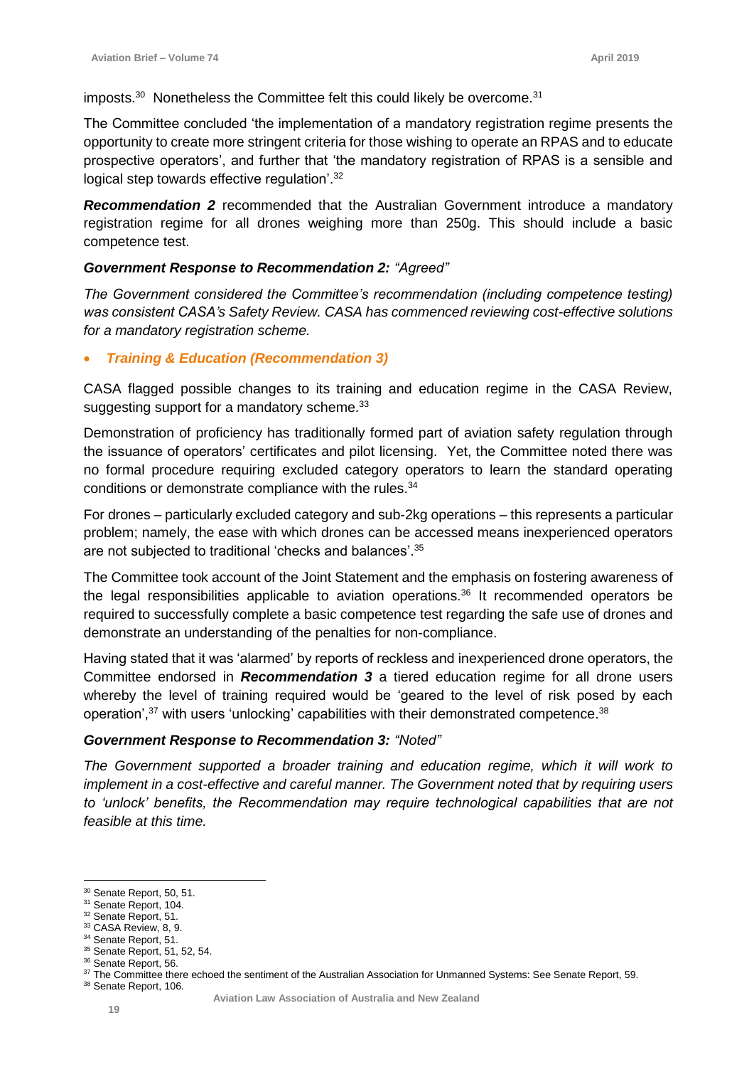imposts.[30] Nonetheless the Committee felt this could likely be overcome.[31]

The Committee concluded 'the implementation of a mandatory registration regime presents the opportunity to create more stringent criteria for those wishing to operate an RPAS and to educate prospective operators', and further that 'the mandatory registration of RPAS is a sensible and logical step towards effective regulation'.[32]

***Recommendation 2*** recommended that the Australian Government introduce a mandatory registration regime for all drones weighing more than 250g. This should include a basic competence test.

***Government Response to Recommendation 2:*** *"Agreed"*

*The Government considered the Committee's recommendation (including competence testing) was consistent CASA's Safety Review. CASA has commenced reviewing cost-effective solutions for a mandatory registration scheme.*

- ***Training & Education (Recommendation 3)***

CASA flagged possible changes to its training and education regime in the CASA Review, suggesting support for a mandatory scheme.[33]

Demonstration of proficiency has traditionally formed part of aviation safety regulation through the issuance of operators' certificates and pilot licensing. Yet, the Committee noted there was no formal procedure requiring excluded category operators to learn the standard operating conditions or demonstrate compliance with the rules.[34]

For drones – particularly excluded category and sub-2kg operations – this represents a particular problem; namely, the ease with which drones can be accessed means inexperienced operators are not subjected to traditional 'checks and balances'.[35]

The Committee took account of the Joint Statement and the emphasis on fostering awareness of the legal responsibilities applicable to aviation operations.[36] It recommended operators be required to successfully complete a basic competence test regarding the safe use of drones and demonstrate an understanding of the penalties for non-compliance.

Having stated that it was 'alarmed' by reports of reckless and inexperienced drone operators, the Committee endorsed in ***Recommendation 3*** a tiered education regime for all drone users whereby the level of training required would be 'geared to the level of risk posed by each operation',[37] with users 'unlocking' capabilities with their demonstrated competence.[38]

***Government Response to Recommendation 3:*** *"Noted"*

*The Government supported a broader training and education regime, which it will work to implement in a cost-effective and careful manner. The Government noted that by requiring users to 'unlock' benefits, the Recommendation may require technological capabilities that are not feasible at this time.*

---

[30] Senate Report, 50, 51.
[31] Senate Report, 104.
[32] Senate Report, 51.
[33] CASA Review, 8, 9.
[34] Senate Report, 51.
[35] Senate Report, 51, 52, 54.
[36] Senate Report, 56.
[37] The Committee there echoed the sentiment of the Australian Association for Unmanned Systems: See Senate Report, 59.
[38] Senate Report, 106.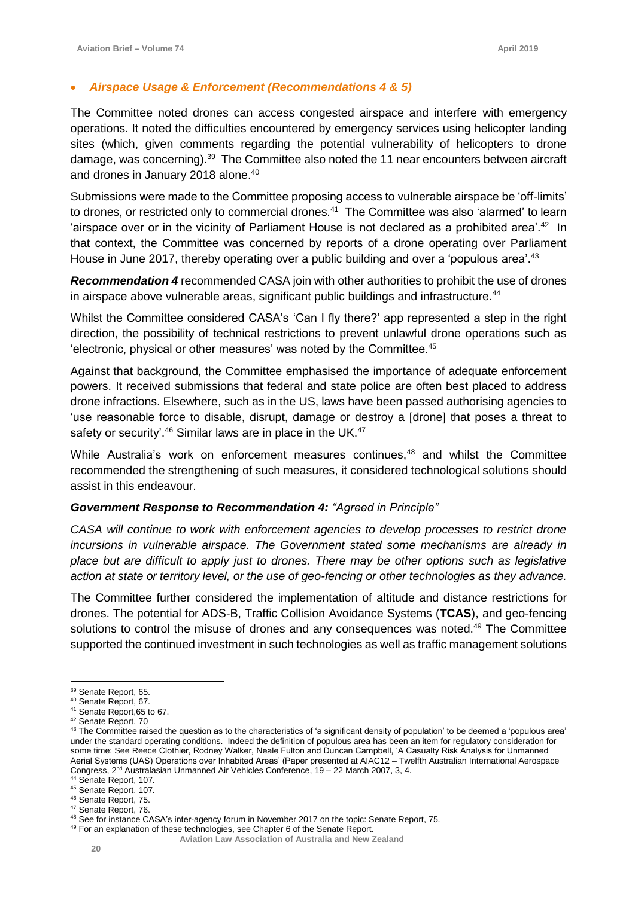- ***Airspace Usage & Enforcement (Recommendations 4 & 5)***

The Committee noted drones can access congested airspace and interfere with emergency operations. It noted the difficulties encountered by emergency services using helicopter landing sites (which, given comments regarding the potential vulnerability of helicopters to drone damage, was concerning).[39] The Committee also noted the 11 near encounters between aircraft and drones in January 2018 alone.[40]

Submissions were made to the Committee proposing access to vulnerable airspace be 'off-limits' to drones, or restricted only to commercial drones.[41] The Committee was also 'alarmed' to learn 'airspace over or in the vicinity of Parliament House is not declared as a prohibited area'.[42] In that context, the Committee was concerned by reports of a drone operating over Parliament House in June 2017, thereby operating over a public building and over a 'populous area'.[43]

***Recommendation 4*** recommended CASA join with other authorities to prohibit the use of drones in airspace above vulnerable areas, significant public buildings and infrastructure.[44]

Whilst the Committee considered CASA's 'Can I fly there?' app represented a step in the right direction, the possibility of technical restrictions to prevent unlawful drone operations such as 'electronic, physical or other measures' was noted by the Committee.[45]

Against that background, the Committee emphasised the importance of adequate enforcement powers. It received submissions that federal and state police are often best placed to address drone infractions. Elsewhere, such as in the US, laws have been passed authorising agencies to 'use reasonable force to disable, disrupt, damage or destroy a [drone] that poses a threat to safety or security'.[46] Similar laws are in place in the UK.[47]

While Australia's work on enforcement measures continues,[48] and whilst the Committee recommended the strengthening of such measures, it considered technological solutions should assist in this endeavour.

***Government Response to Recommendation 4:*** *"Agreed in Principle"*

*CASA will continue to work with enforcement agencies to develop processes to restrict drone incursions in vulnerable airspace. The Government stated some mechanisms are already in place but are difficult to apply just to drones. There may be other options such as legislative action at state or territory level, or the use of geo-fencing or other technologies as they advance.*

The Committee further considered the implementation of altitude and distance restrictions for drones. The potential for ADS-B, Traffic Collision Avoidance Systems (**TCAS**), and geo-fencing solutions to control the misuse of drones and any consequences was noted.[49] The Committee supported the continued investment in such technologies as well as traffic management solutions

---

[39] Senate Report, 65.

[40] Senate Report, 67.

[41] Senate Report,65 to 67.

[42] Senate Report, 70

[43] The Committee raised the question as to the characteristics of 'a significant density of population' to be deemed a 'populous area' under the standard operating conditions. Indeed the definition of populous area has been an item for regulatory consideration for some time: See Reece Clothier, Rodney Walker, Neale Fulton and Duncan Campbell, 'A Casualty Risk Analysis for Unmanned Aerial Systems (UAS) Operations over Inhabited Areas' (Paper presented at AIAC12 – Twelfth Australian International Aerospace Congress, 2nd Australasian Unmanned Air Vehicles Conference, 19 – 22 March 2007, 3, 4.

[44] Senate Report, 107.

[45] Senate Report, 107.

[46] Senate Report, 75.

[47] Senate Report, 76.

[48] See for instance CASA's inter-agency forum in November 2017 on the topic: Senate Report, 75.

[49] For an explanation of these technologies, see Chapter 6 of the Senate Report.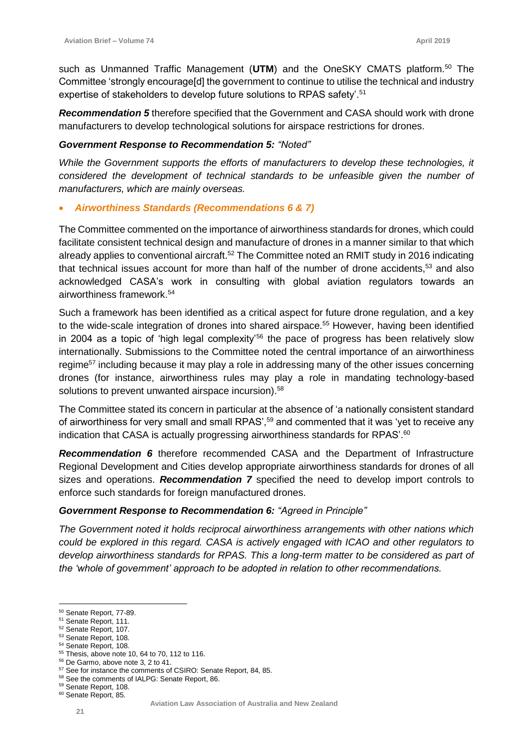such as Unmanned Traffic Management (**UTM**) and the OneSKY CMATS platform.[50] The Committee 'strongly encourage[d] the government to continue to utilise the technical and industry expertise of stakeholders to develop future solutions to RPAS safety'.[51]

***Recommendation 5*** therefore specified that the Government and CASA should work with drone manufacturers to develop technological solutions for airspace restrictions for drones.

***Government Response to Recommendation 5:*** *"Noted"*

*While the Government supports the efforts of manufacturers to develop these technologies, it considered the development of technical standards to be unfeasible given the number of manufacturers, which are mainly overseas.*

- ***Airworthiness Standards (Recommendations 6 & 7)***

The Committee commented on the importance of airworthiness standards for drones, which could facilitate consistent technical design and manufacture of drones in a manner similar to that which already applies to conventional aircraft.[52] The Committee noted an RMIT study in 2016 indicating that technical issues account for more than half of the number of drone accidents,[53] and also acknowledged CASA's work in consulting with global aviation regulators towards an airworthiness framework.[54]

Such a framework has been identified as a critical aspect for future drone regulation, and a key to the wide-scale integration of drones into shared airspace.[55] However, having been identified in 2004 as a topic of 'high legal complexity'[56] the pace of progress has been relatively slow internationally. Submissions to the Committee noted the central importance of an airworthiness regime[57] including because it may play a role in addressing many of the other issues concerning drones (for instance, airworthiness rules may play a role in mandating technology-based solutions to prevent unwanted airspace incursion).[58]

The Committee stated its concern in particular at the absence of 'a nationally consistent standard of airworthiness for very small and small RPAS',[59] and commented that it was 'yet to receive any indication that CASA is actually progressing airworthiness standards for RPAS'.[60]

***Recommendation 6*** therefore recommended CASA and the Department of Infrastructure Regional Development and Cities develop appropriate airworthiness standards for drones of all sizes and operations. ***Recommendation 7*** specified the need to develop import controls to enforce such standards for foreign manufactured drones.

***Government Response to Recommendation 6:*** *"Agreed in Principle"*

*The Government noted it holds reciprocal airworthiness arrangements with other nations which could be explored in this regard. CASA is actively engaged with ICAO and other regulators to develop airworthiness standards for RPAS. This a long-term matter to be considered as part of the 'whole of government' approach to be adopted in relation to other recommendations.*

---

[50] Senate Report, 77-89.
[51] Senate Report, 111.
[52] Senate Report, 107.
[53] Senate Report, 108.
[54] Senate Report, 108.
[55] Thesis, above note 10, 64 to 70, 112 to 116.
[56] De Garmo, above note 3, 2 to 41.
[57] See for instance the comments of CSIRO: Senate Report, 84, 85.
[58] See the comments of IALPG: Senate Report, 86.
[59] Senate Report, 108.
[60] Senate Report, 85.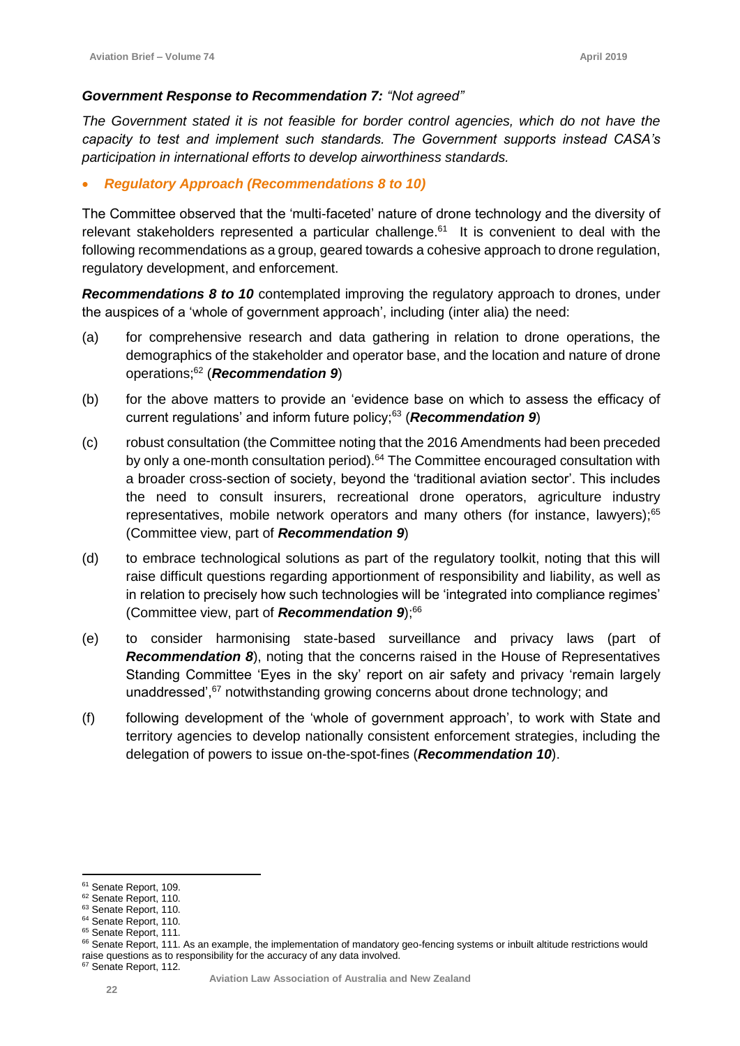***Government Response to Recommendation 7:*** *"Not agreed"*

*The Government stated it is not feasible for border control agencies, which do not have the capacity to test and implement such standards. The Government supports instead CASA's participation in international efforts to develop airworthiness standards.*

- ***Regulatory Approach (Recommendations 8 to 10)***

The Committee observed that the 'multi-faceted' nature of drone technology and the diversity of relevant stakeholders represented a particular challenge.[61] It is convenient to deal with the following recommendations as a group, geared towards a cohesive approach to drone regulation, regulatory development, and enforcement.

***Recommendations 8 to 10*** contemplated improving the regulatory approach to drones, under the auspices of a 'whole of government approach', including (inter alia) the need:

(a) for comprehensive research and data gathering in relation to drone operations, the demographics of the stakeholder and operator base, and the location and nature of drone operations;[62] (***Recommendation 9***)

(b) for the above matters to provide an 'evidence base on which to assess the efficacy of current regulations' and inform future policy;[63] (***Recommendation 9***)

(c) robust consultation (the Committee noting that the 2016 Amendments had been preceded by only a one-month consultation period).[64] The Committee encouraged consultation with a broader cross-section of society, beyond the 'traditional aviation sector'. This includes the need to consult insurers, recreational drone operators, agriculture industry representatives, mobile network operators and many others (for instance, lawyers);[65] (Committee view, part of ***Recommendation 9***)

(d) to embrace technological solutions as part of the regulatory toolkit, noting that this will raise difficult questions regarding apportionment of responsibility and liability, as well as in relation to precisely how such technologies will be 'integrated into compliance regimes' (Committee view, part of ***Recommendation 9***);[66]

(e) to consider harmonising state-based surveillance and privacy laws (part of ***Recommendation 8***), noting that the concerns raised in the House of Representatives Standing Committee 'Eyes in the sky' report on air safety and privacy 'remain largely unaddressed',[67] notwithstanding growing concerns about drone technology; and

(f) following development of the 'whole of government approach', to work with State and territory agencies to develop nationally consistent enforcement strategies, including the delegation of powers to issue on-the-spot-fines (***Recommendation 10***).

---

[61] Senate Report, 109.

[62] Senate Report, 110.

[63] Senate Report, 110.

[64] Senate Report, 110.

[65] Senate Report, 111.

[66] Senate Report, 111. As an example, the implementation of mandatory geo-fencing systems or inbuilt altitude restrictions would raise questions as to responsibility for the accuracy of any data involved.

[67] Senate Report, 112.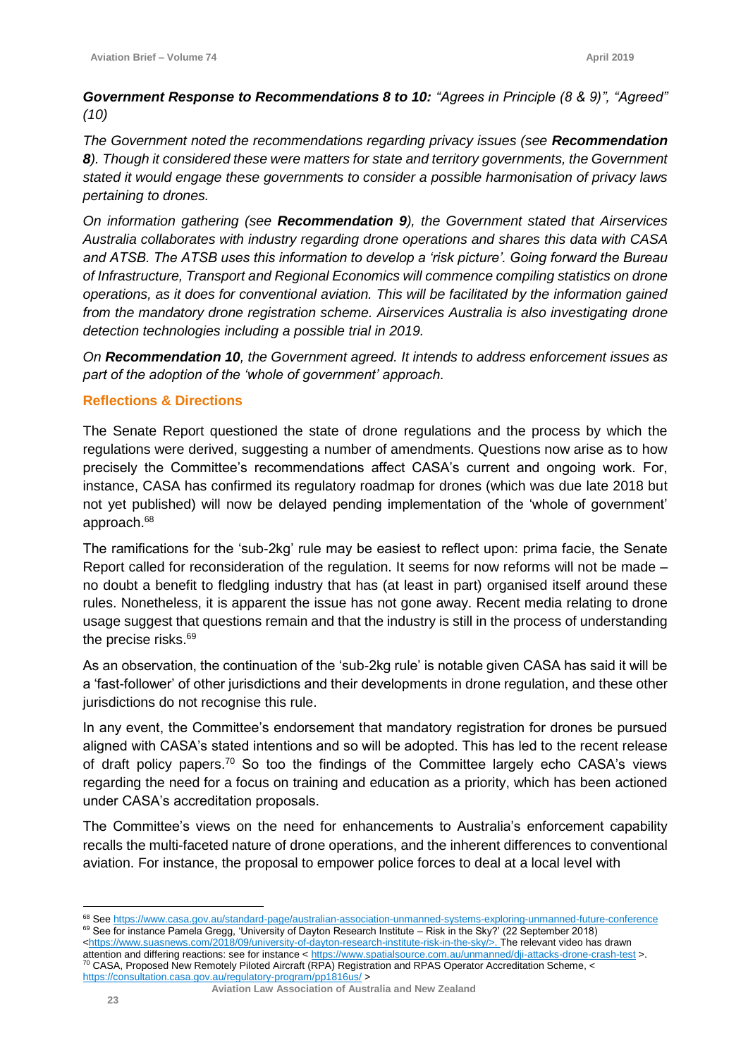***Government Response to Recommendations 8 to 10:** "Agrees in Principle (8 & 9)", "Agreed" (10)*

*The Government noted the recommendations regarding privacy issues (see **Recommendation 8**). Though it considered these were matters for state and territory governments, the Government stated it would engage these governments to consider a possible harmonisation of privacy laws pertaining to drones.*

*On information gathering (see **Recommendation 9**), the Government stated that Airservices Australia collaborates with industry regarding drone operations and shares this data with CASA and ATSB. The ATSB uses this information to develop a 'risk picture'. Going forward the Bureau of Infrastructure, Transport and Regional Economics will commence compiling statistics on drone operations, as it does for conventional aviation. This will be facilitated by the information gained from the mandatory drone registration scheme. Airservices Australia is also investigating drone detection technologies including a possible trial in 2019.*

*On **Recommendation 10**, the Government agreed. It intends to address enforcement issues as part of the adoption of the 'whole of government' approach.*

### Reflections & Directions

The Senate Report questioned the state of drone regulations and the process by which the regulations were derived, suggesting a number of amendments. Questions now arise as to how precisely the Committee's recommendations affect CASA's current and ongoing work. For, instance, CASA has confirmed its regulatory roadmap for drones (which was due late 2018 but not yet published) will now be delayed pending implementation of the 'whole of government' approach.[68]

The ramifications for the 'sub-2kg' rule may be easiest to reflect upon: prima facie, the Senate Report called for reconsideration of the regulation. It seems for now reforms will not be made – no doubt a benefit to fledgling industry that has (at least in part) organised itself around these rules. Nonetheless, it is apparent the issue has not gone away. Recent media relating to drone usage suggest that questions remain and that the industry is still in the process of understanding the precise risks.[69]

As an observation, the continuation of the 'sub-2kg rule' is notable given CASA has said it will be a 'fast-follower' of other jurisdictions and their developments in drone regulation, and these other jurisdictions do not recognise this rule.

In any event, the Committee's endorsement that mandatory registration for drones be pursued aligned with CASA's stated intentions and so will be adopted. This has led to the recent release of draft policy papers.[70] So too the findings of the Committee largely echo CASA's views regarding the need for a focus on training and education as a priority, which has been actioned under CASA's accreditation proposals.

The Committee's views on the need for enhancements to Australia's enforcement capability recalls the multi-faceted nature of drone operations, and the inherent differences to conventional aviation. For instance, the proposal to empower police forces to deal at a local level with

---

[68] See https://www.casa.gov.au/standard-page/australian-association-unmanned-systems-exploring-unmanned-future-conference

[69] See for instance Pamela Gregg, 'University of Dayton Research Institute – Risk in the Sky?' (22 September 2018) <https://www.suasnews.com/2018/09/university-of-dayton-research-institute-risk-in-the-sky/>. The relevant video has drawn attention and differing reactions: see for instance < https://www.spatialsource.com.au/unmanned/dji-attacks-drone-crash-test >.

[70] CASA, Proposed New Remotely Piloted Aircraft (RPA) Registration and RPAS Operator Accreditation Scheme, < https://consultation.casa.gov.au/regulatory-program/pp1816us/ >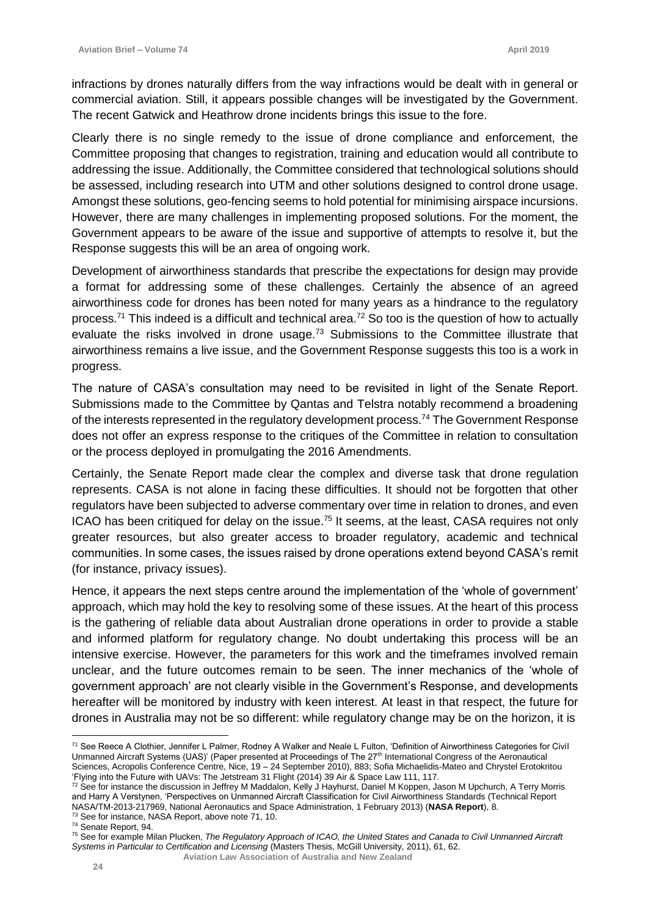infractions by drones naturally differs from the way infractions would be dealt with in general or commercial aviation. Still, it appears possible changes will be investigated by the Government. The recent Gatwick and Heathrow drone incidents brings this issue to the fore.

Clearly there is no single remedy to the issue of drone compliance and enforcement, the Committee proposing that changes to registration, training and education would all contribute to addressing the issue. Additionally, the Committee considered that technological solutions should be assessed, including research into UTM and other solutions designed to control drone usage. Amongst these solutions, geo-fencing seems to hold potential for minimising airspace incursions. However, there are many challenges in implementing proposed solutions. For the moment, the Government appears to be aware of the issue and supportive of attempts to resolve it, but the Response suggests this will be an area of ongoing work.

Development of airworthiness standards that prescribe the expectations for design may provide a format for addressing some of these challenges. Certainly the absence of an agreed airworthiness code for drones has been noted for many years as a hindrance to the regulatory process.[71] This indeed is a difficult and technical area.[72] So too is the question of how to actually evaluate the risks involved in drone usage.[73] Submissions to the Committee illustrate that airworthiness remains a live issue, and the Government Response suggests this too is a work in progress.

The nature of CASA's consultation may need to be revisited in light of the Senate Report. Submissions made to the Committee by Qantas and Telstra notably recommend a broadening of the interests represented in the regulatory development process.[74] The Government Response does not offer an express response to the critiques of the Committee in relation to consultation or the process deployed in promulgating the 2016 Amendments.

Certainly, the Senate Report made clear the complex and diverse task that drone regulation represents. CASA is not alone in facing these difficulties. It should not be forgotten that other regulators have been subjected to adverse commentary over time in relation to drones, and even ICAO has been critiqued for delay on the issue.[75] It seems, at the least, CASA requires not only greater resources, but also greater access to broader regulatory, academic and technical communities. In some cases, the issues raised by drone operations extend beyond CASA's remit (for instance, privacy issues).

Hence, it appears the next steps centre around the implementation of the 'whole of government' approach, which may hold the key to resolving some of these issues. At the heart of this process is the gathering of reliable data about Australian drone operations in order to provide a stable and informed platform for regulatory change. No doubt undertaking this process will be an intensive exercise. However, the parameters for this work and the timeframes involved remain unclear, and the future outcomes remain to be seen. The inner mechanics of the 'whole of government approach' are not clearly visible in the Government's Response, and developments hereafter will be monitored by industry with keen interest. At least in that respect, the future for drones in Australia may not be so different: while regulatory change may be on the horizon, it is

---

[71] See Reece A Clothier, Jennifer L Palmer, Rodney A Walker and Neale L Fulton, 'Definition of Airworthiness Categories for Civil Unmanned Aircraft Systems (UAS)' (Paper presented at Proceedings of The 27th International Congress of the Aeronautical Sciences, Acropolis Conference Centre, Nice, 19 – 24 September 2010), 883; Sofia Michaelidis-Mateo and Chrystel Erotokritou 'Flying into the Future with UAVs: The Jetstream 31 Flight (2014) 39 Air & Space Law 111, 117.

[72] See for instance the discussion in Jeffrey M Maddalon, Kelly J Hayhurst, Daniel M Koppen, Jason M Upchurch, A Terry Morris and Harry A Verstynen, 'Perspectives on Unmanned Aircraft Classification for Civil Airworthiness Standards (Technical Report NASA/TM-2013-217969, National Aeronautics and Space Administration, 1 February 2013) (**NASA Report**), 8.

[73] See for instance, NASA Report, above note 71, 10.

[74] Senate Report, 94.

[75] See for example Milan Plucken, *The Regulatory Approach of ICAO, the United States and Canada to Civil Unmanned Aircraft Systems in Particular to Certification and Licensing* (Masters Thesis, McGill University, 2011), 61, 62.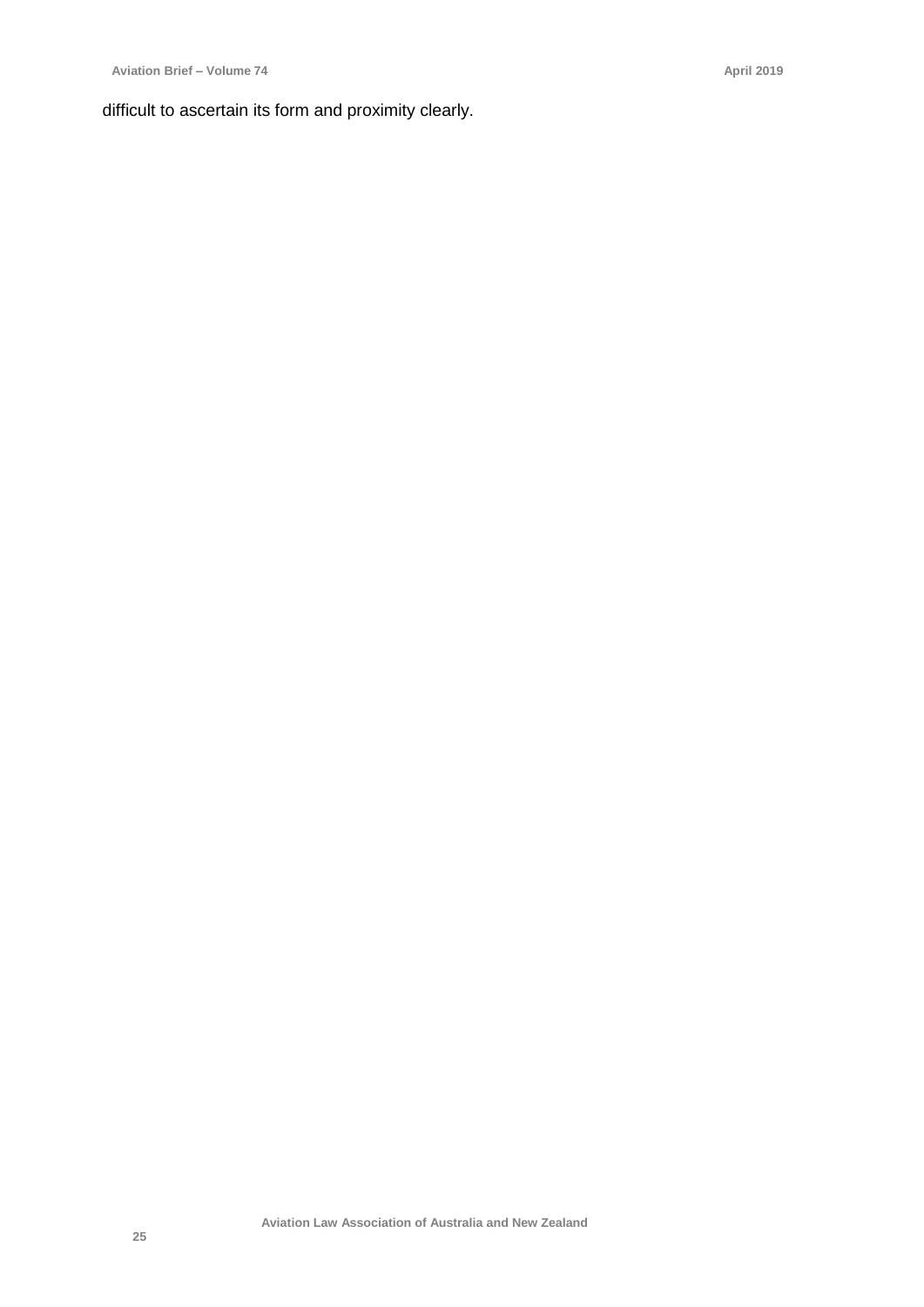difficult to ascertain its form and proximity clearly.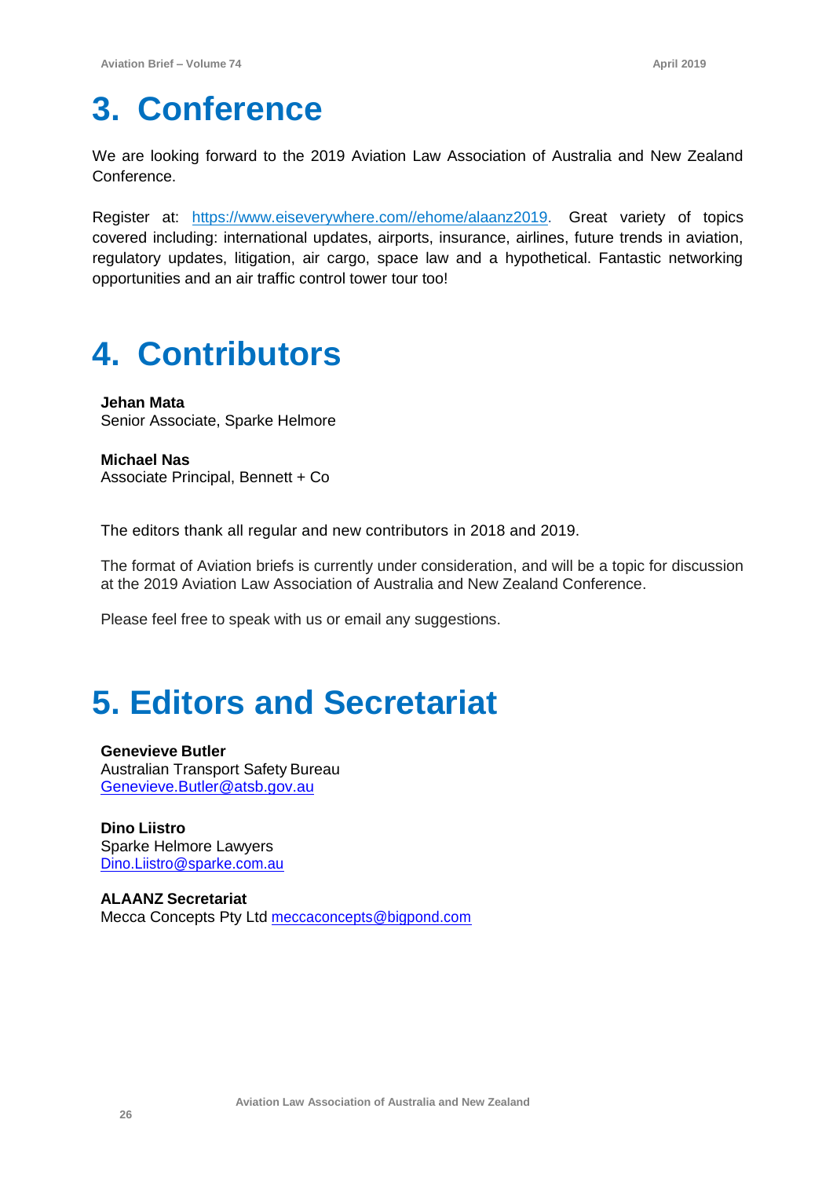# 3. Conference

We are looking forward to the 2019 Aviation Law Association of Australia and New Zealand Conference.

Register at: https://www.eiseverywhere.com//ehome/alaanz2019. Great variety of topics covered including: international updates, airports, insurance, airlines, future trends in aviation, regulatory updates, litigation, air cargo, space law and a hypothetical. Fantastic networking opportunities and an air traffic control tower tour too!

# 4. Contributors

**Jehan Mata**
Senior Associate, Sparke Helmore

**Michael Nas**
Associate Principal, Bennett + Co

The editors thank all regular and new contributors in 2018 and 2019.

The format of Aviation briefs is currently under consideration, and will be a topic for discussion at the 2019 Aviation Law Association of Australia and New Zealand Conference.

Please feel free to speak with us or email any suggestions.

# 5. Editors and Secretariat

**Genevieve Butler**
Australian Transport Safety Bureau
Genevieve.Butler@atsb.gov.au

**Dino Liistro**
Sparke Helmore Lawyers
Dino.Liistro@sparke.com.au

**ALAANZ Secretariat**
Mecca Concepts Pty Ltd meccaconcepts@bigpond.com